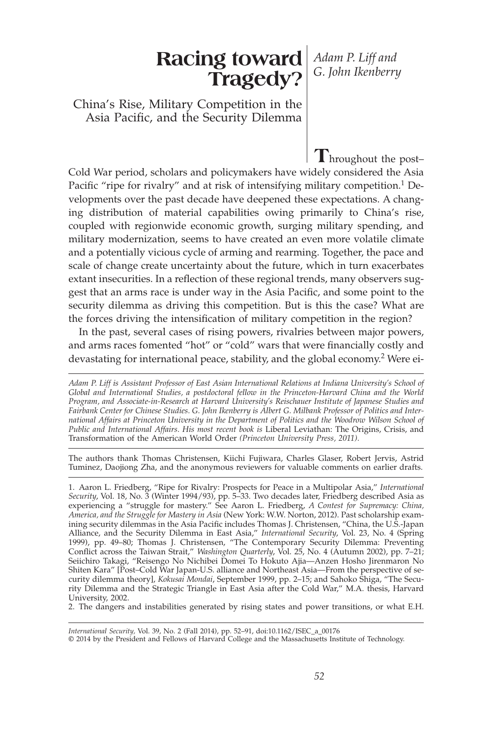# Racing toward Tragedy?

## China's Rise, Military Competition in the Asia Pacific, and the Security Dilemma

*Adam P. Liff and G. John Ikenberry*

Throughout the post–Cold War period, scholars and policymakers have widely considered the Asia Pacific "ripe for rivalry" and at risk of intensifying military competition.[1] Developments over the past decade have deepened these expectations. A changing distribution of material capabilities owing primarily to China's rise, coupled with regionwide economic growth, surging military spending, and military modernization, seems to have created an even more volatile climate and a potentially vicious cycle of arming and rearming. Together, the pace and scale of change create uncertainty about the future, which in turn exacerbates extant insecurities. In a reflection of these regional trends, many observers suggest that an arms race is under way in the Asia Pacific, and some point to the security dilemma as driving this competition. But is this the case? What are the forces driving the intensification of military competition in the region?

In the past, several cases of rising powers, rivalries between major powers, and arms races fomented "hot" or "cold" wars that were financially costly and devastating for international peace, stability, and the global economy.[2] Were ei-

*Adam P. Liff is Assistant Professor of East Asian International Relations at Indiana University's School of Global and International Studies, a postdoctoral fellow in the Princeton-Harvard China and the World Program, and Associate-in-Research at Harvard University's Reischauer Institute of Japanese Studies and Fairbank Center for Chinese Studies. G. John Ikenberry is Albert G. Milbank Professor of Politics and International Affairs at Princeton University in the Department of Politics and the Woodrow Wilson School of Public and International Affairs. His most recent book is* Liberal Leviathan: The Origins, Crisis, and Transformation of the American World Order *(Princeton University Press, 2011).*

The authors thank Thomas Christensen, Kiichi Fujiwara, Charles Glaser, Robert Jervis, Astrid Tuminez, Daojiong Zha, and the anonymous reviewers for valuable comments on earlier drafts.

1. Aaron L. Friedberg, "Ripe for Rivalry: Prospects for Peace in a Multipolar Asia," *International Security*, Vol. 18, No. 3 (Winter 1994/93), pp. 5–33. Two decades later, Friedberg described Asia as experiencing a "struggle for mastery." See Aaron L. Friedberg, *A Contest for Supremacy: China, America, and the Struggle for Mastery in Asia* (New York: W.W. Norton, 2012). Past scholarship examining security dilemmas in the Asia Pacific includes Thomas J. Christensen, "China, the U.S.-Japan Alliance, and the Security Dilemma in East Asia," *International Security*, Vol. 23, No. 4 (Spring 1999), pp. 49–80; Thomas J. Christensen, "The Contemporary Security Dilemma: Preventing Conflict across the Taiwan Strait," *Washington Quarterly*, Vol. 25, No. 4 (Autumn 2002), pp. 7–21; Seiichiro Takagi, "Reisengo No Nichibei Domei To Hokuto Ajia—Anzen Hosho Jirenmaron No Shiten Kara" [Post–Cold War Japan-U.S. alliance and Northeast Asia—From the perspective of security dilemma theory], *Kokusai Mondai*, September 1999, pp. 2–15; and Sahoko Shiga, "The Security Dilemma and the Strategic Triangle in East Asia after the Cold War," M.A. thesis, Harvard University, 2002.

2. The dangers and instabilities generated by rising states and power transitions, or what E.H.

*International Security,* Vol. 39, No. 2 (Fall 2014), pp. 52–91, doi:10.1162/ISEC_a_00176
© 2014 by the President and Fellows of Harvard College and the Massachusetts Institute of Technology.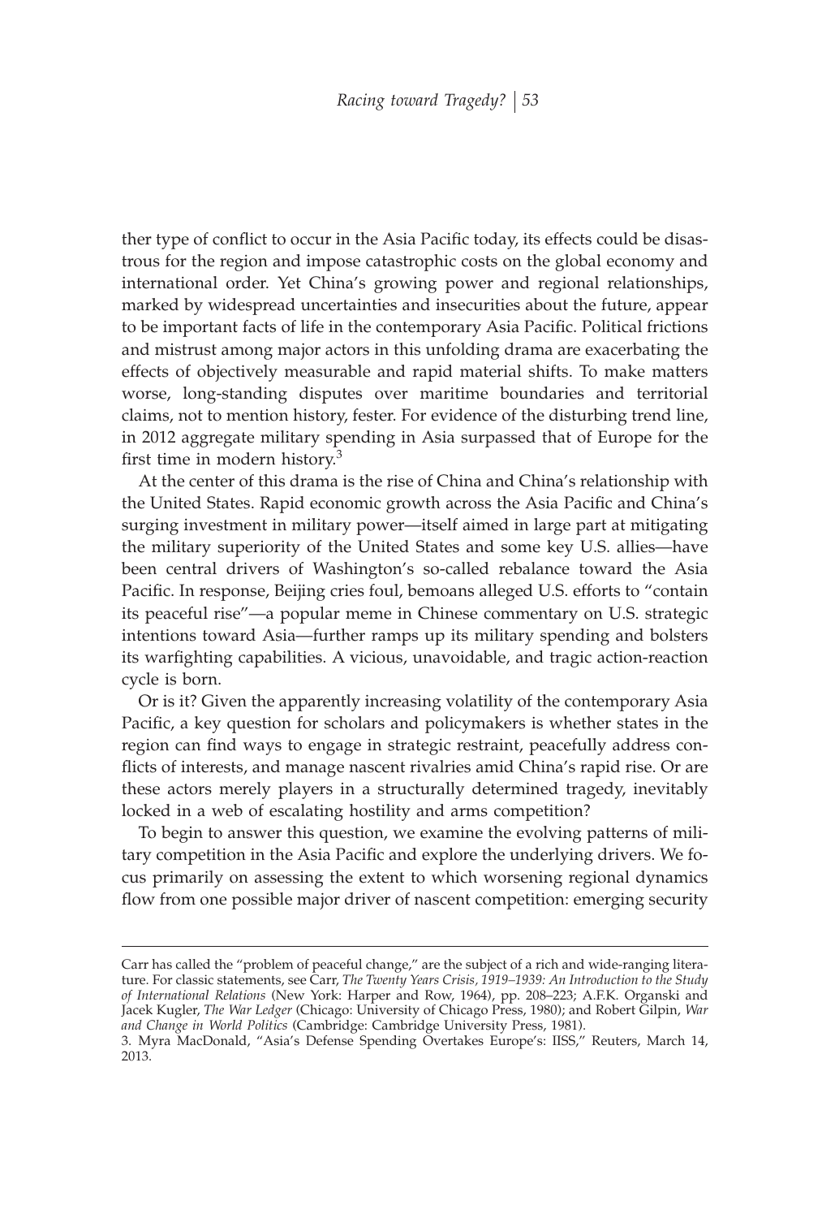ther type of conflict to occur in the Asia Pacific today, its effects could be disastrous for the region and impose catastrophic costs on the global economy and international order. Yet China's growing power and regional relationships, marked by widespread uncertainties and insecurities about the future, appear to be important facts of life in the contemporary Asia Pacific. Political frictions and mistrust among major actors in this unfolding drama are exacerbating the effects of objectively measurable and rapid material shifts. To make matters worse, long-standing disputes over maritime boundaries and territorial claims, not to mention history, fester. For evidence of the disturbing trend line, in 2012 aggregate military spending in Asia surpassed that of Europe for the first time in modern history.[3]

At the center of this drama is the rise of China and China's relationship with the United States. Rapid economic growth across the Asia Pacific and China's surging investment in military power—itself aimed in large part at mitigating the military superiority of the United States and some key U.S. allies—have been central drivers of Washington's so-called rebalance toward the Asia Pacific. In response, Beijing cries foul, bemoans alleged U.S. efforts to "contain its peaceful rise"—a popular meme in Chinese commentary on U.S. strategic intentions toward Asia—further ramps up its military spending and bolsters its warfighting capabilities. A vicious, unavoidable, and tragic action-reaction cycle is born.

Or is it? Given the apparently increasing volatility of the contemporary Asia Pacific, a key question for scholars and policymakers is whether states in the region can find ways to engage in strategic restraint, peacefully address conflicts of interests, and manage nascent rivalries amid China's rapid rise. Or are these actors merely players in a structurally determined tragedy, inevitably locked in a web of escalating hostility and arms competition?

To begin to answer this question, we examine the evolving patterns of military competition in the Asia Pacific and explore the underlying drivers. We focus primarily on assessing the extent to which worsening regional dynamics flow from one possible major driver of nascent competition: emerging security

---

Carr has called the "problem of peaceful change," are the subject of a rich and wide-ranging literature. For classic statements, see Carr, *The Twenty Years Crisis, 1919–1939: An Introduction to the Study of International Relations* (New York: Harper and Row, 1964), pp. 208–223; A.F.K. Organski and Jacek Kugler, *The War Ledger* (Chicago: University of Chicago Press, 1980); and Robert Gilpin, *War and Change in World Politics* (Cambridge: Cambridge University Press, 1981).

3. Myra MacDonald, "Asia's Defense Spending Overtakes Europe's: IISS," Reuters, March 14, 2013.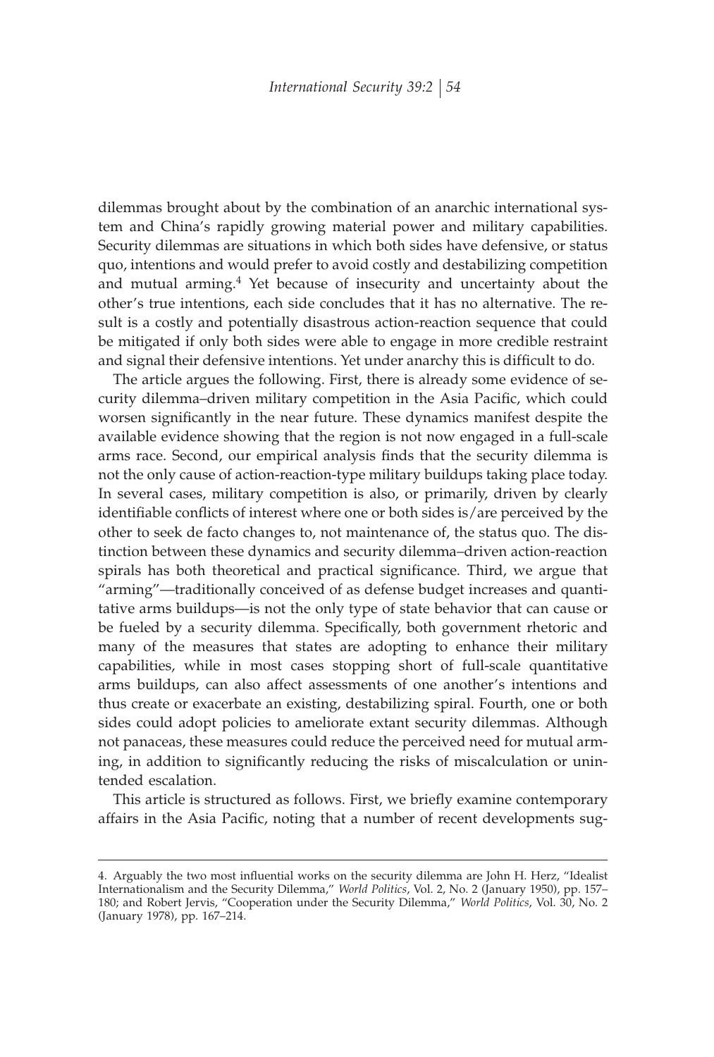dilemmas brought about by the combination of an anarchic international system and China's rapidly growing material power and military capabilities. Security dilemmas are situations in which both sides have defensive, or status quo, intentions and would prefer to avoid costly and destabilizing competition and mutual arming.[4] Yet because of insecurity and uncertainty about the other's true intentions, each side concludes that it has no alternative. The result is a costly and potentially disastrous action-reaction sequence that could be mitigated if only both sides were able to engage in more credible restraint and signal their defensive intentions. Yet under anarchy this is difficult to do.

The article argues the following. First, there is already some evidence of security dilemma–driven military competition in the Asia Pacific, which could worsen significantly in the near future. These dynamics manifest despite the available evidence showing that the region is not now engaged in a full-scale arms race. Second, our empirical analysis finds that the security dilemma is not the only cause of action-reaction-type military buildups taking place today. In several cases, military competition is also, or primarily, driven by clearly identifiable conflicts of interest where one or both sides is/are perceived by the other to seek de facto changes to, not maintenance of, the status quo. The distinction between these dynamics and security dilemma–driven action-reaction spirals has both theoretical and practical significance. Third, we argue that "arming"—traditionally conceived of as defense budget increases and quantitative arms buildups—is not the only type of state behavior that can cause or be fueled by a security dilemma. Specifically, both government rhetoric and many of the measures that states are adopting to enhance their military capabilities, while in most cases stopping short of full-scale quantitative arms buildups, can also affect assessments of one another's intentions and thus create or exacerbate an existing, destabilizing spiral. Fourth, one or both sides could adopt policies to ameliorate extant security dilemmas. Although not panaceas, these measures could reduce the perceived need for mutual arming, in addition to significantly reducing the risks of miscalculation or unintended escalation.

This article is structured as follows. First, we briefly examine contemporary affairs in the Asia Pacific, noting that a number of recent developments sug-

4. Arguably the two most influential works on the security dilemma are John H. Herz, "Idealist Internationalism and the Security Dilemma," *World Politics*, Vol. 2, No. 2 (January 1950), pp. 157–180; and Robert Jervis, "Cooperation under the Security Dilemma," *World Politics*, Vol. 30, No. 2 (January 1978), pp. 167–214.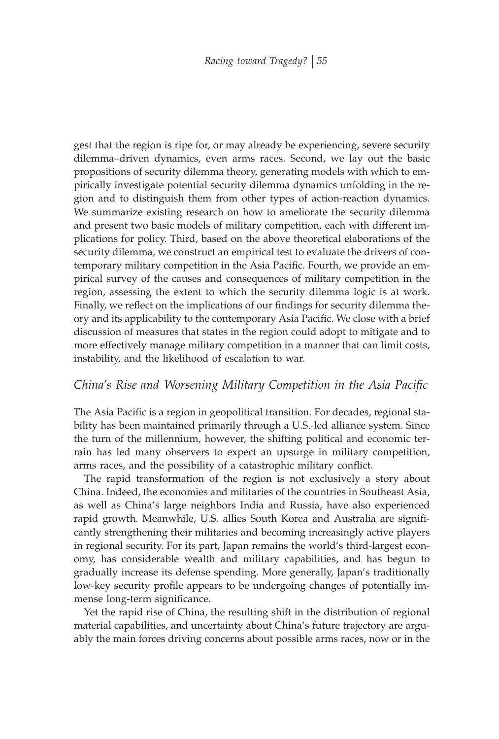gest that the region is ripe for, or may already be experiencing, severe security dilemma–driven dynamics, even arms races. Second, we lay out the basic propositions of security dilemma theory, generating models with which to empirically investigate potential security dilemma dynamics unfolding in the region and to distinguish them from other types of action-reaction dynamics. We summarize existing research on how to ameliorate the security dilemma and present two basic models of military competition, each with different implications for policy. Third, based on the above theoretical elaborations of the security dilemma, we construct an empirical test to evaluate the drivers of contemporary military competition in the Asia Pacific. Fourth, we provide an empirical survey of the causes and consequences of military competition in the region, assessing the extent to which the security dilemma logic is at work. Finally, we reflect on the implications of our findings for security dilemma theory and its applicability to the contemporary Asia Pacific. We close with a brief discussion of measures that states in the region could adopt to mitigate and to more effectively manage military competition in a manner that can limit costs, instability, and the likelihood of escalation to war.

## *China's Rise and Worsening Military Competition in the Asia Pacific*

The Asia Pacific is a region in geopolitical transition. For decades, regional stability has been maintained primarily through a U.S.-led alliance system. Since the turn of the millennium, however, the shifting political and economic terrain has led many observers to expect an upsurge in military competition, arms races, and the possibility of a catastrophic military conflict.

The rapid transformation of the region is not exclusively a story about China. Indeed, the economies and militaries of the countries in Southeast Asia, as well as China's large neighbors India and Russia, have also experienced rapid growth. Meanwhile, U.S. allies South Korea and Australia are significantly strengthening their militaries and becoming increasingly active players in regional security. For its part, Japan remains the world's third-largest economy, has considerable wealth and military capabilities, and has begun to gradually increase its defense spending. More generally, Japan's traditionally low-key security profile appears to be undergoing changes of potentially immense long-term significance.

Yet the rapid rise of China, the resulting shift in the distribution of regional material capabilities, and uncertainty about China's future trajectory are arguably the main forces driving concerns about possible arms races, now or in the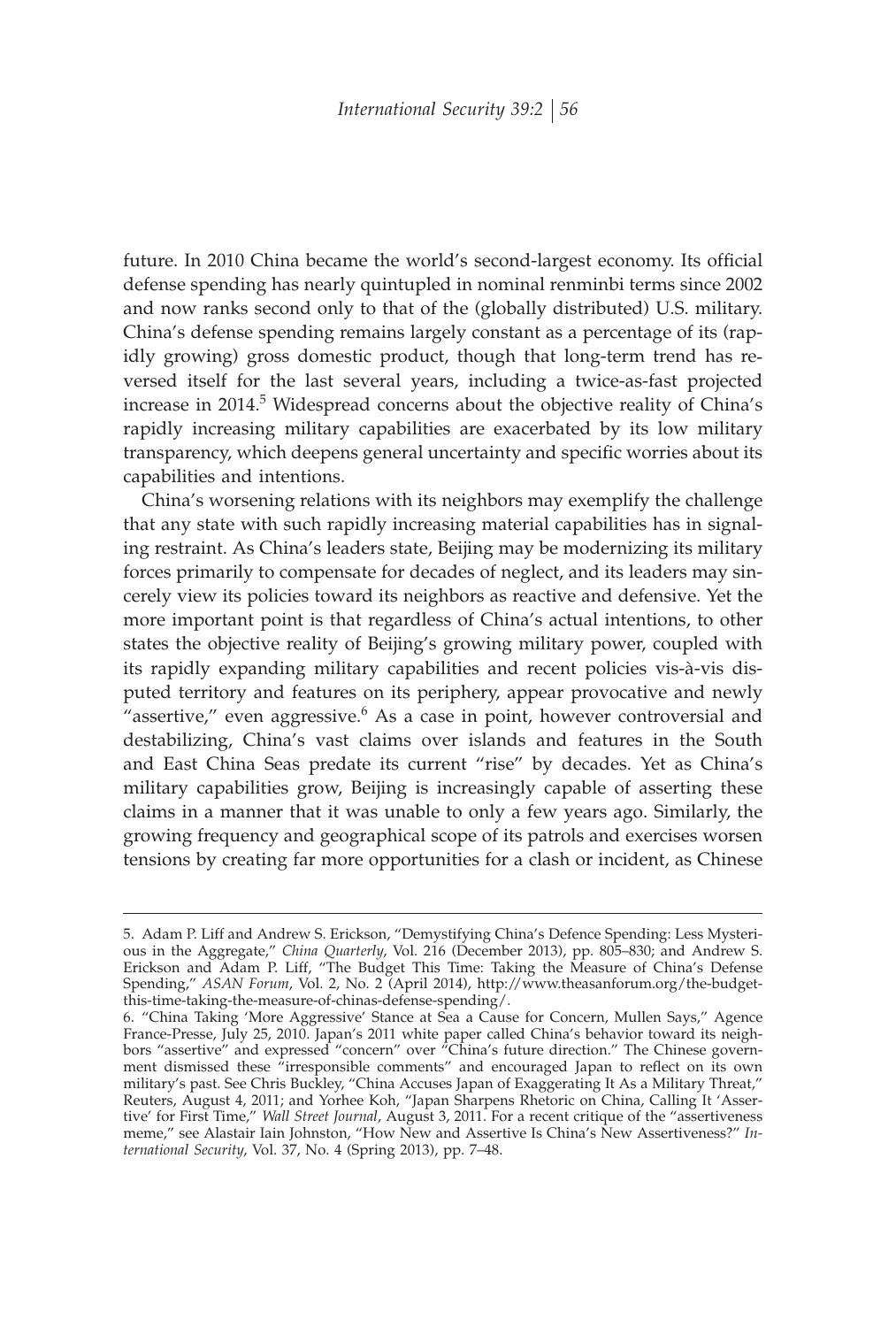future. In 2010 China became the world's second-largest economy. Its official defense spending has nearly quintupled in nominal renminbi terms since 2002 and now ranks second only to that of the (globally distributed) U.S. military. China's defense spending remains largely constant as a percentage of its (rapidly growing) gross domestic product, though that long-term trend has reversed itself for the last several years, including a twice-as-fast projected increase in 2014.[5] Widespread concerns about the objective reality of China's rapidly increasing military capabilities are exacerbated by its low military transparency, which deepens general uncertainty and specific worries about its capabilities and intentions.

China's worsening relations with its neighbors may exemplify the challenge that any state with such rapidly increasing material capabilities has in signaling restraint. As China's leaders state, Beijing may be modernizing its military forces primarily to compensate for decades of neglect, and its leaders may sincerely view its policies toward its neighbors as reactive and defensive. Yet the more important point is that regardless of China's actual intentions, to other states the objective reality of Beijing's growing military power, coupled with its rapidly expanding military capabilities and recent policies vis-à-vis disputed territory and features on its periphery, appear provocative and newly "assertive," even aggressive.[6] As a case in point, however controversial and destabilizing, China's vast claims over islands and features in the South and East China Seas predate its current "rise" by decades. Yet as China's military capabilities grow, Beijing is increasingly capable of asserting these claims in a manner that it was unable to only a few years ago. Similarly, the growing frequency and geographical scope of its patrols and exercises worsen tensions by creating far more opportunities for a clash or incident, as Chinese

---

5. Adam P. Liff and Andrew S. Erickson, "Demystifying China's Defence Spending: Less Mysterious in the Aggregate," *China Quarterly*, Vol. 216 (December 2013), pp. 805–830; and Andrew S. Erickson and Adam P. Liff, "The Budget This Time: Taking the Measure of China's Defense Spending," *ASAN Forum*, Vol. 2, No. 2 (April 2014), http://www.theasanforum.org/the-budget-this-time-taking-the-measure-of-chinas-defense-spending/.

6. "China Taking 'More Aggressive' Stance at Sea a Cause for Concern, Mullen Says," Agence France-Presse, July 25, 2010. Japan's 2011 white paper called China's behavior toward its neighbors "assertive" and expressed "concern" over "China's future direction." The Chinese government dismissed these "irresponsible comments" and encouraged Japan to reflect on its own military's past. See Chris Buckley, "China Accuses Japan of Exaggerating It As a Military Threat," Reuters, August 4, 2011; and Yorhee Koh, "Japan Sharpens Rhetoric on China, Calling It 'Assertive' for First Time," *Wall Street Journal*, August 3, 2011. For a recent critique of the "assertiveness meme," see Alastair Iain Johnston, "How New and Assertive Is China's New Assertiveness?" *International Security*, Vol. 37, No. 4 (Spring 2013), pp. 7–48.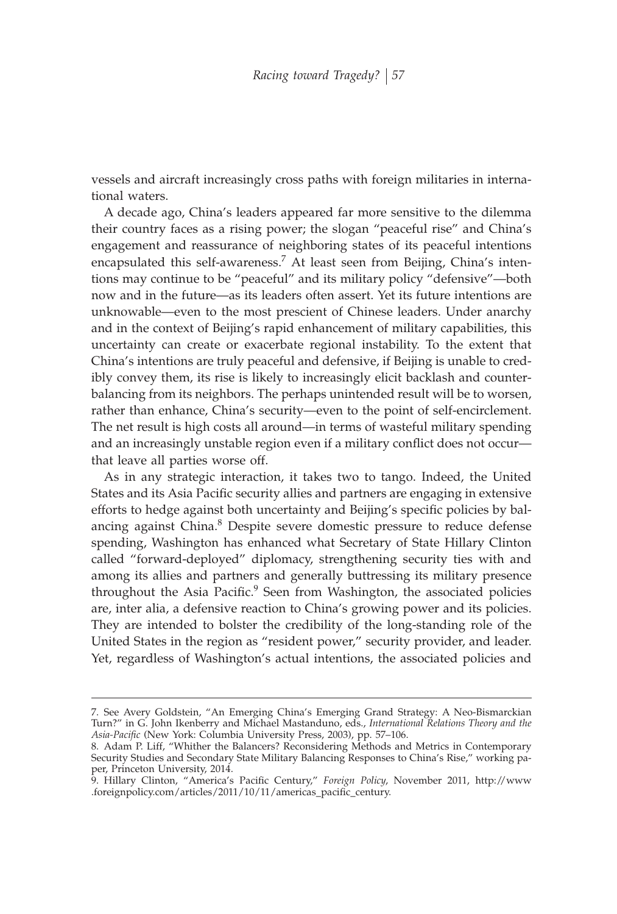vessels and aircraft increasingly cross paths with foreign militaries in international waters.

A decade ago, China's leaders appeared far more sensitive to the dilemma their country faces as a rising power; the slogan "peaceful rise" and China's engagement and reassurance of neighboring states of its peaceful intentions encapsulated this self-awareness.[7] At least seen from Beijing, China's intentions may continue to be "peaceful" and its military policy "defensive"—both now and in the future—as its leaders often assert. Yet its future intentions are unknowable—even to the most prescient of Chinese leaders. Under anarchy and in the context of Beijing's rapid enhancement of military capabilities, this uncertainty can create or exacerbate regional instability. To the extent that China's intentions are truly peaceful and defensive, if Beijing is unable to credibly convey them, its rise is likely to increasingly elicit backlash and counterbalancing from its neighbors. The perhaps unintended result will be to worsen, rather than enhance, China's security—even to the point of self-encirclement. The net result is high costs all around—in terms of wasteful military spending and an increasingly unstable region even if a military conflict does not occur—that leave all parties worse off.

As in any strategic interaction, it takes two to tango. Indeed, the United States and its Asia Pacific security allies and partners are engaging in extensive efforts to hedge against both uncertainty and Beijing's specific policies by balancing against China.[8] Despite severe domestic pressure to reduce defense spending, Washington has enhanced what Secretary of State Hillary Clinton called "forward-deployed" diplomacy, strengthening security ties with and among its allies and partners and generally buttressing its military presence throughout the Asia Pacific.[9] Seen from Washington, the associated policies are, inter alia, a defensive reaction to China's growing power and its policies. They are intended to bolster the credibility of the long-standing role of the United States in the region as "resident power," security provider, and leader. Yet, regardless of Washington's actual intentions, the associated policies and

---

7. See Avery Goldstein, "An Emerging China's Emerging Grand Strategy: A Neo-Bismarckian Turn?" in G. John Ikenberry and Michael Mastanduno, eds., *International Relations Theory and the Asia-Pacific* (New York: Columbia University Press, 2003), pp. 57–106.

8. Adam P. Liff, "Whither the Balancers? Reconsidering Methods and Metrics in Contemporary Security Studies and Secondary State Military Balancing Responses to China's Rise," working paper, Princeton University, 2014.

9. Hillary Clinton, "America's Pacific Century," *Foreign Policy*, November 2011, http://www.foreignpolicy.com/articles/2011/10/11/americas_pacific_century.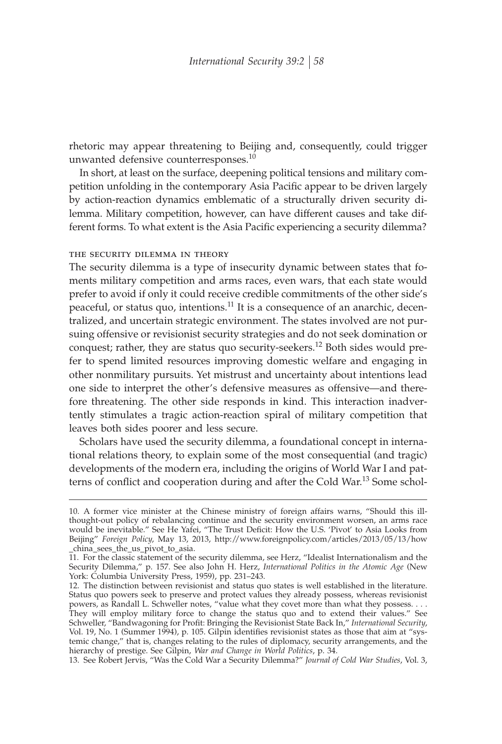rhetoric may appear threatening to Beijing and, consequently, could trigger unwanted defensive counterresponses.[10]

In short, at least on the surface, deepening political tensions and military competition unfolding in the contemporary Asia Pacific appear to be driven largely by action-reaction dynamics emblematic of a structurally driven security dilemma. Military competition, however, can have different causes and take different forms. To what extent is the Asia Pacific experiencing a security dilemma?

### THE SECURITY DILEMMA IN THEORY

The security dilemma is a type of insecurity dynamic between states that foments military competition and arms races, even wars, that each state would prefer to avoid if only it could receive credible commitments of the other side's peaceful, or status quo, intentions.[11] It is a consequence of an anarchic, decentralized, and uncertain strategic environment. The states involved are not pursuing offensive or revisionist security strategies and do not seek domination or conquest; rather, they are status quo security-seekers.[12] Both sides would prefer to spend limited resources improving domestic welfare and engaging in other nonmilitary pursuits. Yet mistrust and uncertainty about intentions lead one side to interpret the other's defensive measures as offensive—and therefore threatening. The other side responds in kind. This interaction inadvertently stimulates a tragic action-reaction spiral of military competition that leaves both sides poorer and less secure.

Scholars have used the security dilemma, a foundational concept in international relations theory, to explain some of the most consequential (and tragic) developments of the modern era, including the origins of World War I and patterns of conflict and cooperation during and after the Cold War.[13] Some schol-

---

10. A former vice minister at the Chinese ministry of foreign affairs warns, "Should this ill-thought-out policy of rebalancing continue and the security environment worsen, an arms race would be inevitable." See He Yafei, "The Trust Deficit: How the U.S. 'Pivot' to Asia Looks from Beijing" *Foreign Policy*, May 13, 2013, http://www.foreignpolicy.com/articles/2013/05/13/how_china_sees_the_us_pivot_to_asia.

11. For the classic statement of the security dilemma, see Herz, "Idealist Internationalism and the Security Dilemma," p. 157. See also John H. Herz, *International Politics in the Atomic Age* (New York: Columbia University Press, 1959), pp. 231–243.

12. The distinction between revisionist and status quo states is well established in the literature. Status quo powers seek to preserve and protect values they already possess, whereas revisionist powers, as Randall L. Schweller notes, "value what they covet more than what they possess. . . . They will employ military force to change the status quo and to extend their values." See Schweller, "Bandwagoning for Profit: Bringing the Revisionist State Back In," *International Security*, Vol. 19, No. 1 (Summer 1994), p. 105. Gilpin identifies revisionist states as those that aim at "systemic change," that is, changes relating to the rules of diplomacy, security arrangements, and the hierarchy of prestige. See Gilpin, *War and Change in World Politics*, p. 34.

13. See Robert Jervis, "Was the Cold War a Security Dilemma?" *Journal of Cold War Studies*, Vol. 3,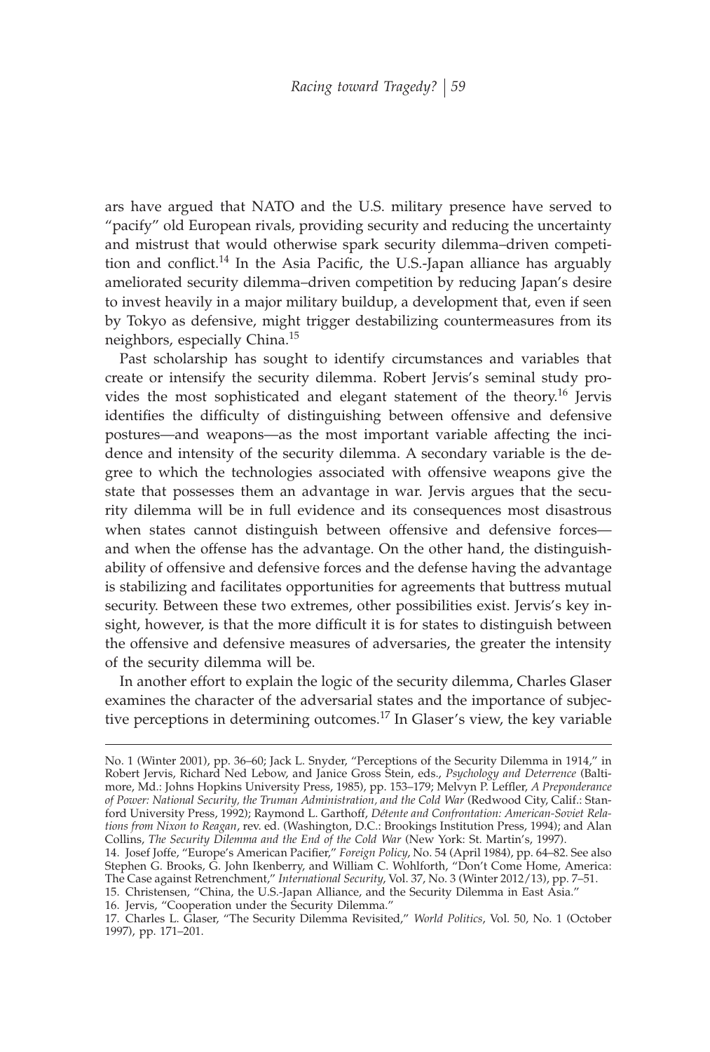ars have argued that NATO and the U.S. military presence have served to "pacify" old European rivals, providing security and reducing the uncertainty and mistrust that would otherwise spark security dilemma–driven competition and conflict.[14] In the Asia Pacific, the U.S.-Japan alliance has arguably ameliorated security dilemma–driven competition by reducing Japan's desire to invest heavily in a major military buildup, a development that, even if seen by Tokyo as defensive, might trigger destabilizing countermeasures from its neighbors, especially China.[15]

Past scholarship has sought to identify circumstances and variables that create or intensify the security dilemma. Robert Jervis's seminal study provides the most sophisticated and elegant statement of the theory.[16] Jervis identifies the difficulty of distinguishing between offensive and defensive postures—and weapons—as the most important variable affecting the incidence and intensity of the security dilemma. A secondary variable is the degree to which the technologies associated with offensive weapons give the state that possesses them an advantage in war. Jervis argues that the security dilemma will be in full evidence and its consequences most disastrous when states cannot distinguish between offensive and defensive forces—and when the offense has the advantage. On the other hand, the distinguishability of offensive and defensive forces and the defense having the advantage is stabilizing and facilitates opportunities for agreements that buttress mutual security. Between these two extremes, other possibilities exist. Jervis's key insight, however, is that the more difficult it is for states to distinguish between the offensive and defensive measures of adversaries, the greater the intensity of the security dilemma will be.

In another effort to explain the logic of the security dilemma, Charles Glaser examines the character of the adversarial states and the importance of subjective perceptions in determining outcomes.[17] In Glaser's view, the key variable

---

No. 1 (Winter 2001), pp. 36–60; Jack L. Snyder, "Perceptions of the Security Dilemma in 1914," in Robert Jervis, Richard Ned Lebow, and Janice Gross Stein, eds., *Psychology and Deterrence* (Baltimore, Md.: Johns Hopkins University Press, 1985), pp. 153–179; Melvyn P. Leffler, *A Preponderance of Power: National Security, the Truman Administration, and the Cold War* (Redwood City, Calif.: Stanford University Press, 1992); Raymond L. Garthoff, *Détente and Confrontation: American-Soviet Relations from Nixon to Reagan*, rev. ed. (Washington, D.C.: Brookings Institution Press, 1994); and Alan Collins, *The Security Dilemma and the End of the Cold War* (New York: St. Martin's, 1997).

14. Josef Joffe, "Europe's American Pacifier," *Foreign Policy*, No. 54 (April 1984), pp. 64–82. See also Stephen G. Brooks, G. John Ikenberry, and William C. Wohlforth, "Don't Come Home, America: The Case against Retrenchment," *International Security*, Vol. 37, No. 3 (Winter 2012/13), pp. 7–51.

15. Christensen, "China, the U.S.-Japan Alliance, and the Security Dilemma in East Asia."

16. Jervis, "Cooperation under the Security Dilemma."

17. Charles L. Glaser, "The Security Dilemma Revisited," *World Politics*, Vol. 50, No. 1 (October 1997), pp. 171–201.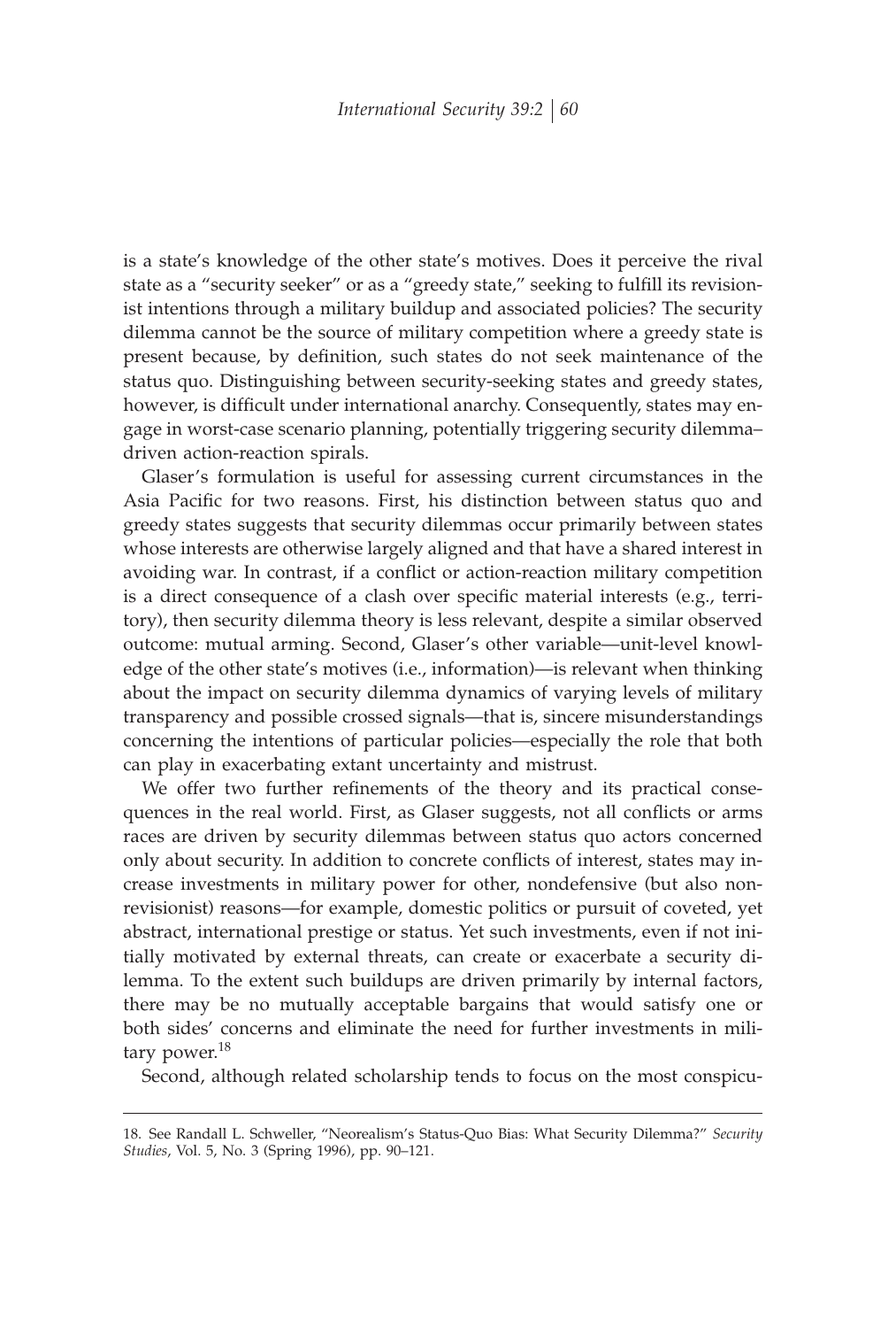is a state's knowledge of the other state's motives. Does it perceive the rival state as a "security seeker" or as a "greedy state," seeking to fulfill its revisionist intentions through a military buildup and associated policies? The security dilemma cannot be the source of military competition where a greedy state is present because, by definition, such states do not seek maintenance of the status quo. Distinguishing between security-seeking states and greedy states, however, is difficult under international anarchy. Consequently, states may engage in worst-case scenario planning, potentially triggering security dilemma–driven action-reaction spirals.

Glaser's formulation is useful for assessing current circumstances in the Asia Pacific for two reasons. First, his distinction between status quo and greedy states suggests that security dilemmas occur primarily between states whose interests are otherwise largely aligned and that have a shared interest in avoiding war. In contrast, if a conflict or action-reaction military competition is a direct consequence of a clash over specific material interests (e.g., territory), then security dilemma theory is less relevant, despite a similar observed outcome: mutual arming. Second, Glaser's other variable—unit-level knowledge of the other state's motives (i.e., information)—is relevant when thinking about the impact on security dilemma dynamics of varying levels of military transparency and possible crossed signals—that is, sincere misunderstandings concerning the intentions of particular policies—especially the role that both can play in exacerbating extant uncertainty and mistrust.

We offer two further refinements of the theory and its practical consequences in the real world. First, as Glaser suggests, not all conflicts or arms races are driven by security dilemmas between status quo actors concerned only about security. In addition to concrete conflicts of interest, states may increase investments in military power for other, nondefensive (but also nonrevisionist) reasons—for example, domestic politics or pursuit of coveted, yet abstract, international prestige or status. Yet such investments, even if not initially motivated by external threats, can create or exacerbate a security dilemma. To the extent such buildups are driven primarily by internal factors, there may be no mutually acceptable bargains that would satisfy one or both sides' concerns and eliminate the need for further investments in military power.[18]

Second, although related scholarship tends to focus on the most conspicu-

18. See Randall L. Schweller, "Neorealism's Status-Quo Bias: What Security Dilemma?" *Security Studies*, Vol. 5, No. 3 (Spring 1996), pp. 90–121.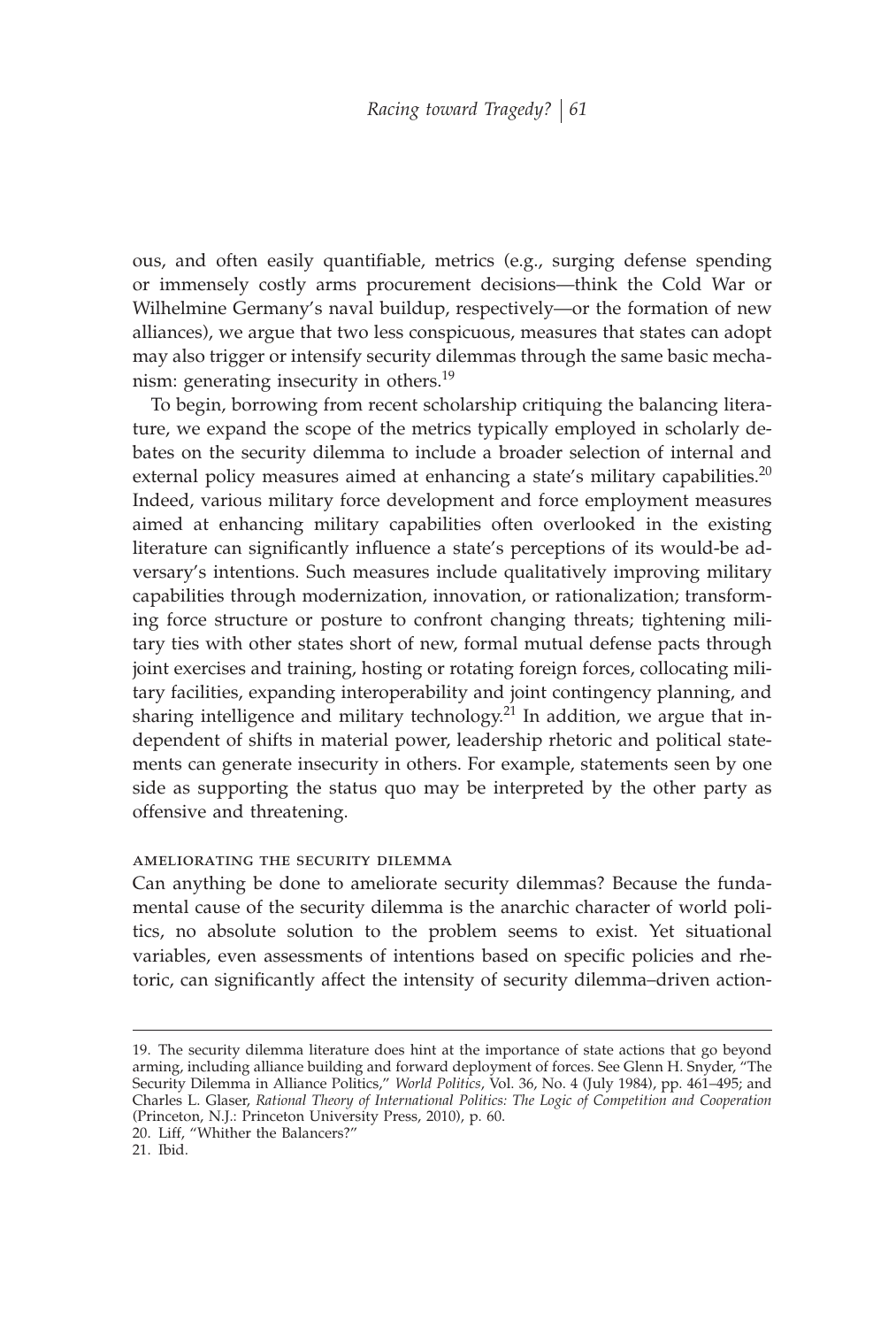ous, and often easily quantifiable, metrics (e.g., surging defense spending or immensely costly arms procurement decisions—think the Cold War or Wilhelmine Germany's naval buildup, respectively—or the formation of new alliances), we argue that two less conspicuous, measures that states can adopt may also trigger or intensify security dilemmas through the same basic mechanism: generating insecurity in others.[19]

To begin, borrowing from recent scholarship critiquing the balancing literature, we expand the scope of the metrics typically employed in scholarly debates on the security dilemma to include a broader selection of internal and external policy measures aimed at enhancing a state's military capabilities.[20] Indeed, various military force development and force employment measures aimed at enhancing military capabilities often overlooked in the existing literature can significantly influence a state's perceptions of its would-be adversary's intentions. Such measures include qualitatively improving military capabilities through modernization, innovation, or rationalization; transforming force structure or posture to confront changing threats; tightening military ties with other states short of new, formal mutual defense pacts through joint exercises and training, hosting or rotating foreign forces, collocating military facilities, expanding interoperability and joint contingency planning, and sharing intelligence and military technology.[21] In addition, we argue that independent of shifts in material power, leadership rhetoric and political statements can generate insecurity in others. For example, statements seen by one side as supporting the status quo may be interpreted by the other party as offensive and threatening.

### AMELIORATING THE SECURITY DILEMMA

Can anything be done to ameliorate security dilemmas? Because the fundamental cause of the security dilemma is the anarchic character of world politics, no absolute solution to the problem seems to exist. Yet situational variables, even assessments of intentions based on specific policies and rhetoric, can significantly affect the intensity of security dilemma–driven action-

---

19. The security dilemma literature does hint at the importance of state actions that go beyond arming, including alliance building and forward deployment of forces. See Glenn H. Snyder, "The Security Dilemma in Alliance Politics," *World Politics*, Vol. 36, No. 4 (July 1984), pp. 461–495; and Charles L. Glaser, *Rational Theory of International Politics: The Logic of Competition and Cooperation* (Princeton, N.J.: Princeton University Press, 2010), p. 60.

20. Liff, "Whither the Balancers?"

21. Ibid.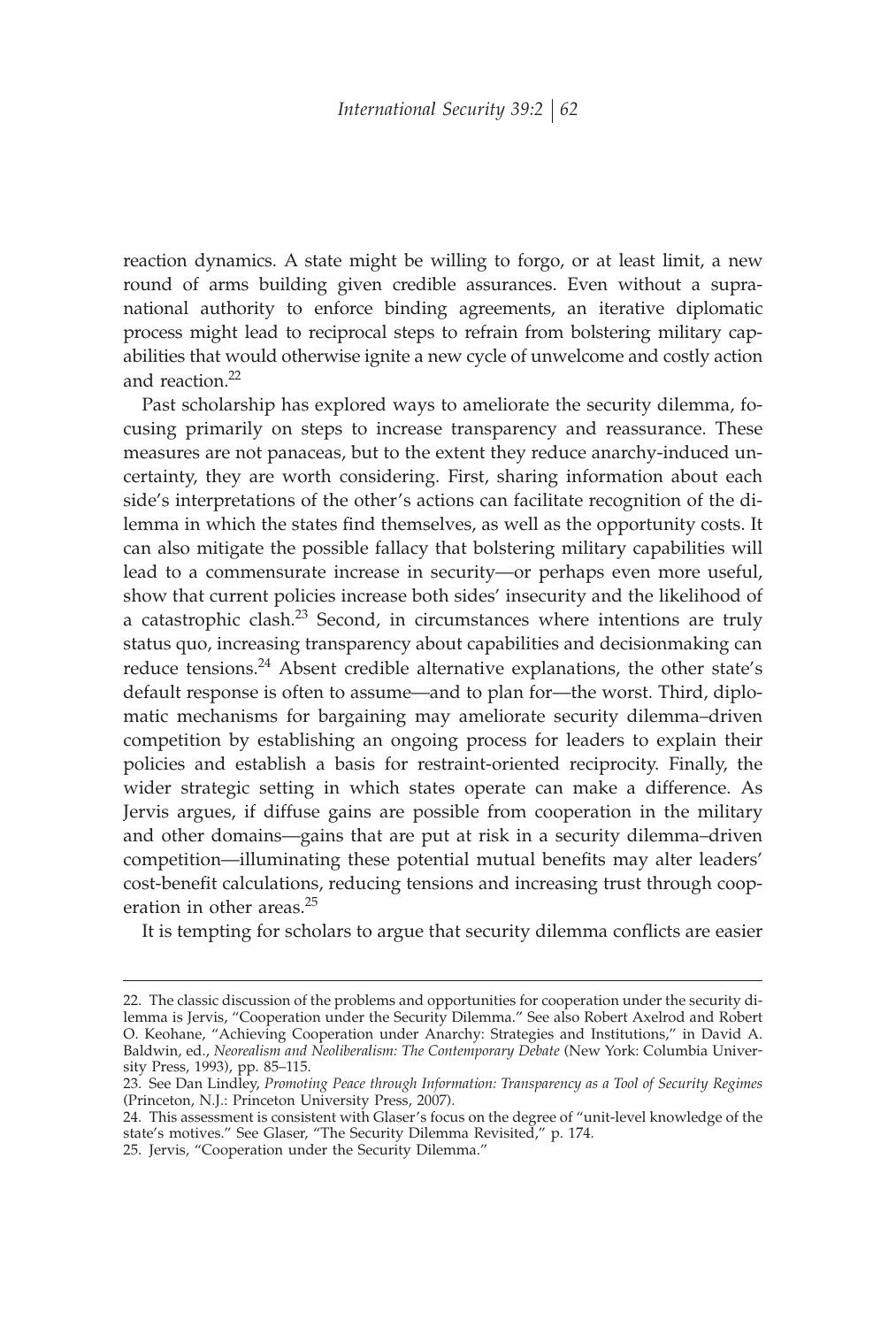reaction dynamics. A state might be willing to forgo, or at least limit, a new round of arms building given credible assurances. Even without a supranational authority to enforce binding agreements, an iterative diplomatic process might lead to reciprocal steps to refrain from bolstering military capabilities that would otherwise ignite a new cycle of unwelcome and costly action and reaction.[22]

Past scholarship has explored ways to ameliorate the security dilemma, focusing primarily on steps to increase transparency and reassurance. These measures are not panaceas, but to the extent they reduce anarchy-induced uncertainty, they are worth considering. First, sharing information about each side's interpretations of the other's actions can facilitate recognition of the dilemma in which the states find themselves, as well as the opportunity costs. It can also mitigate the possible fallacy that bolstering military capabilities will lead to a commensurate increase in security—or perhaps even more useful, show that current policies increase both sides' insecurity and the likelihood of a catastrophic clash.[23] Second, in circumstances where intentions are truly status quo, increasing transparency about capabilities and decisionmaking can reduce tensions.[24] Absent credible alternative explanations, the other state's default response is often to assume—and to plan for—the worst. Third, diplomatic mechanisms for bargaining may ameliorate security dilemma–driven competition by establishing an ongoing process for leaders to explain their policies and establish a basis for restraint-oriented reciprocity. Finally, the wider strategic setting in which states operate can make a difference. As Jervis argues, if diffuse gains are possible from cooperation in the military and other domains—gains that are put at risk in a security dilemma–driven competition—illuminating these potential mutual benefits may alter leaders' cost-benefit calculations, reducing tensions and increasing trust through cooperation in other areas.[25]

It is tempting for scholars to argue that security dilemma conflicts are easier

---

22. The classic discussion of the problems and opportunities for cooperation under the security dilemma is Jervis, "Cooperation under the Security Dilemma." See also Robert Axelrod and Robert O. Keohane, "Achieving Cooperation under Anarchy: Strategies and Institutions," in David A. Baldwin, ed., *Neorealism and Neoliberalism: The Contemporary Debate* (New York: Columbia University Press, 1993), pp. 85–115.

23. See Dan Lindley, *Promoting Peace through Information: Transparency as a Tool of Security Regimes* (Princeton, N.J.: Princeton University Press, 2007).

24. This assessment is consistent with Glaser's focus on the degree of "unit-level knowledge of the state's motives." See Glaser, "The Security Dilemma Revisited," p. 174.

25. Jervis, "Cooperation under the Security Dilemma."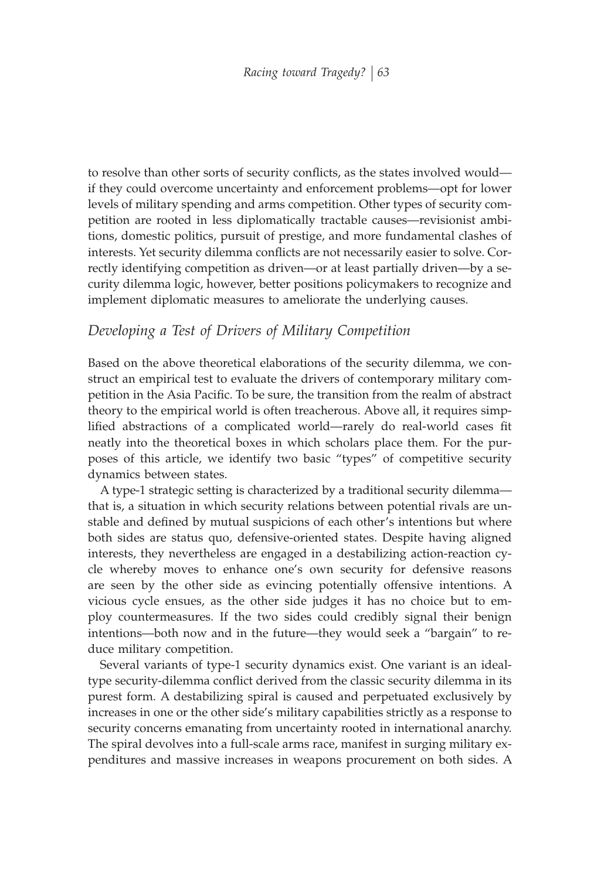to resolve than other sorts of security conflicts, as the states involved would—if they could overcome uncertainty and enforcement problems—opt for lower levels of military spending and arms competition. Other types of security competition are rooted in less diplomatically tractable causes—revisionist ambitions, domestic politics, pursuit of prestige, and more fundamental clashes of interests. Yet security dilemma conflicts are not necessarily easier to solve. Correctly identifying competition as driven—or at least partially driven—by a security dilemma logic, however, better positions policymakers to recognize and implement diplomatic measures to ameliorate the underlying causes.

## *Developing a Test of Drivers of Military Competition*

Based on the above theoretical elaborations of the security dilemma, we construct an empirical test to evaluate the drivers of contemporary military competition in the Asia Pacific. To be sure, the transition from the realm of abstract theory to the empirical world is often treacherous. Above all, it requires simplified abstractions of a complicated world—rarely do real-world cases fit neatly into the theoretical boxes in which scholars place them. For the purposes of this article, we identify two basic "types" of competitive security dynamics between states.

A type-1 strategic setting is characterized by a traditional security dilemma—that is, a situation in which security relations between potential rivals are unstable and defined by mutual suspicions of each other's intentions but where both sides are status quo, defensive-oriented states. Despite having aligned interests, they nevertheless are engaged in a destabilizing action-reaction cycle whereby moves to enhance one's own security for defensive reasons are seen by the other side as evincing potentially offensive intentions. A vicious cycle ensues, as the other side judges it has no choice but to employ countermeasures. If the two sides could credibly signal their benign intentions—both now and in the future—they would seek a "bargain" to reduce military competition.

Several variants of type-1 security dynamics exist. One variant is an ideal-type security-dilemma conflict derived from the classic security dilemma in its purest form. A destabilizing spiral is caused and perpetuated exclusively by increases in one or the other side's military capabilities strictly as a response to security concerns emanating from uncertainty rooted in international anarchy. The spiral devolves into a full-scale arms race, manifest in surging military expenditures and massive increases in weapons procurement on both sides. A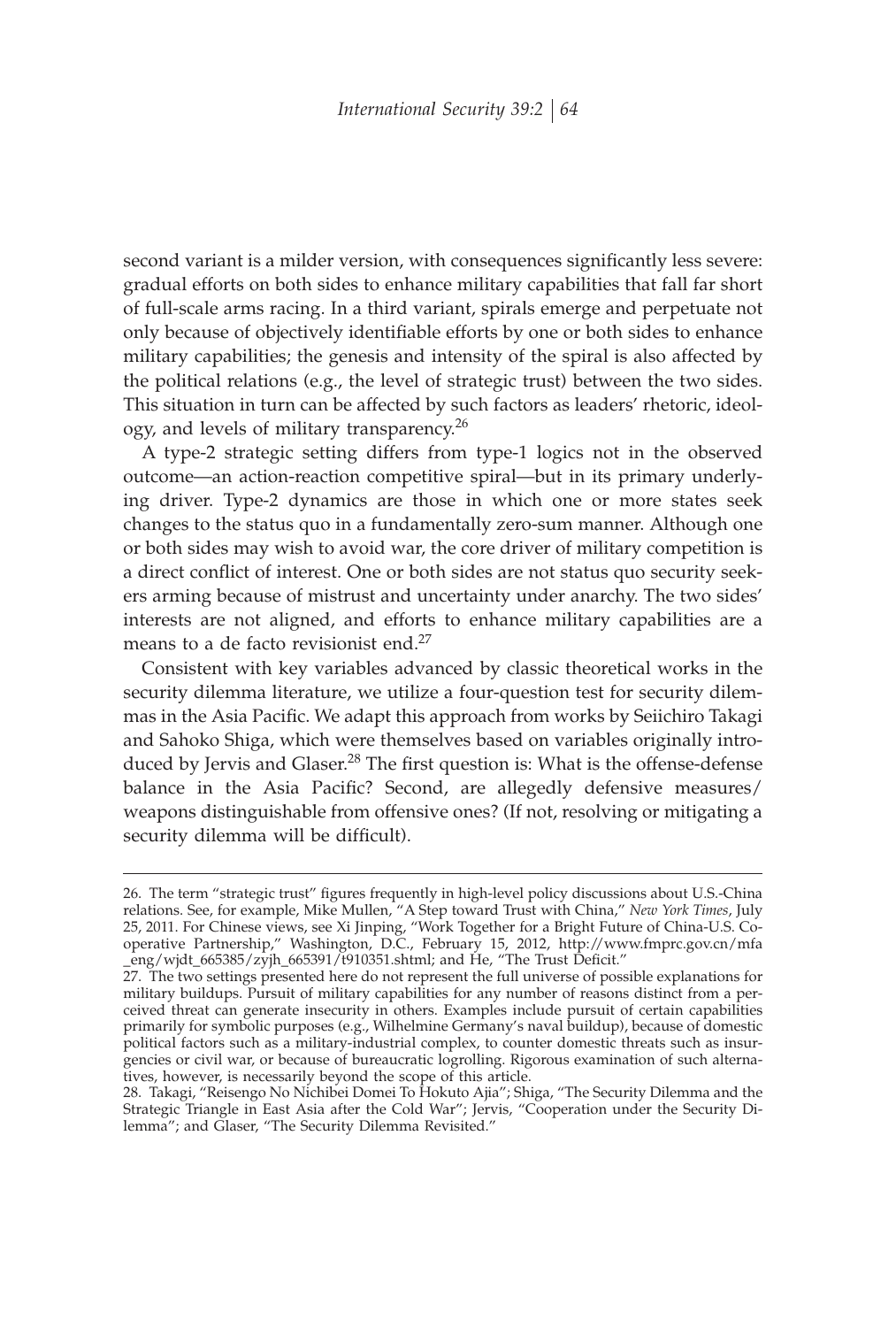second variant is a milder version, with consequences significantly less severe: gradual efforts on both sides to enhance military capabilities that fall far short of full-scale arms racing. In a third variant, spirals emerge and perpetuate not only because of objectively identifiable efforts by one or both sides to enhance military capabilities; the genesis and intensity of the spiral is also affected by the political relations (e.g., the level of strategic trust) between the two sides. This situation in turn can be affected by such factors as leaders' rhetoric, ideology, and levels of military transparency.[26]

A type-2 strategic setting differs from type-1 logics not in the observed outcome—an action-reaction competitive spiral—but in its primary underlying driver. Type-2 dynamics are those in which one or more states seek changes to the status quo in a fundamentally zero-sum manner. Although one or both sides may wish to avoid war, the core driver of military competition is a direct conflict of interest. One or both sides are not status quo security seekers arming because of mistrust and uncertainty under anarchy. The two sides' interests are not aligned, and efforts to enhance military capabilities are a means to a de facto revisionist end.[27]

Consistent with key variables advanced by classic theoretical works in the security dilemma literature, we utilize a four-question test for security dilemmas in the Asia Pacific. We adapt this approach from works by Seiichiro Takagi and Sahoko Shiga, which were themselves based on variables originally introduced by Jervis and Glaser.[28] The first question is: What is the offense-defense balance in the Asia Pacific? Second, are allegedly defensive measures/weapons distinguishable from offensive ones? (If not, resolving or mitigating a security dilemma will be difficult).

---

26. The term "strategic trust" figures frequently in high-level policy discussions about U.S.-China relations. See, for example, Mike Mullen, "A Step toward Trust with China," *New York Times*, July 25, 2011. For Chinese views, see Xi Jinping, "Work Together for a Bright Future of China-U.S. Cooperative Partnership," Washington, D.C., February 15, 2012, http://www.fmprc.gov.cn/mfa_eng/wjdt_665385/zyjh_665391/t910351.shtml; and He, "The Trust Deficit."

27. The two settings presented here do not represent the full universe of possible explanations for military buildups. Pursuit of military capabilities for any number of reasons distinct from a perceived threat can generate insecurity in others. Examples include pursuit of certain capabilities primarily for symbolic purposes (e.g., Wilhelmine Germany's naval buildup), because of domestic political factors such as a military-industrial complex, to counter domestic threats such as insurgencies or civil war, or because of bureaucratic logrolling. Rigorous examination of such alternatives, however, is necessarily beyond the scope of this article.

28. Takagi, "Reisengo No Nichibei Domei To Hokuto Ajia"; Shiga, "The Security Dilemma and the Strategic Triangle in East Asia after the Cold War"; Jervis, "Cooperation under the Security Dilemma"; and Glaser, "The Security Dilemma Revisited."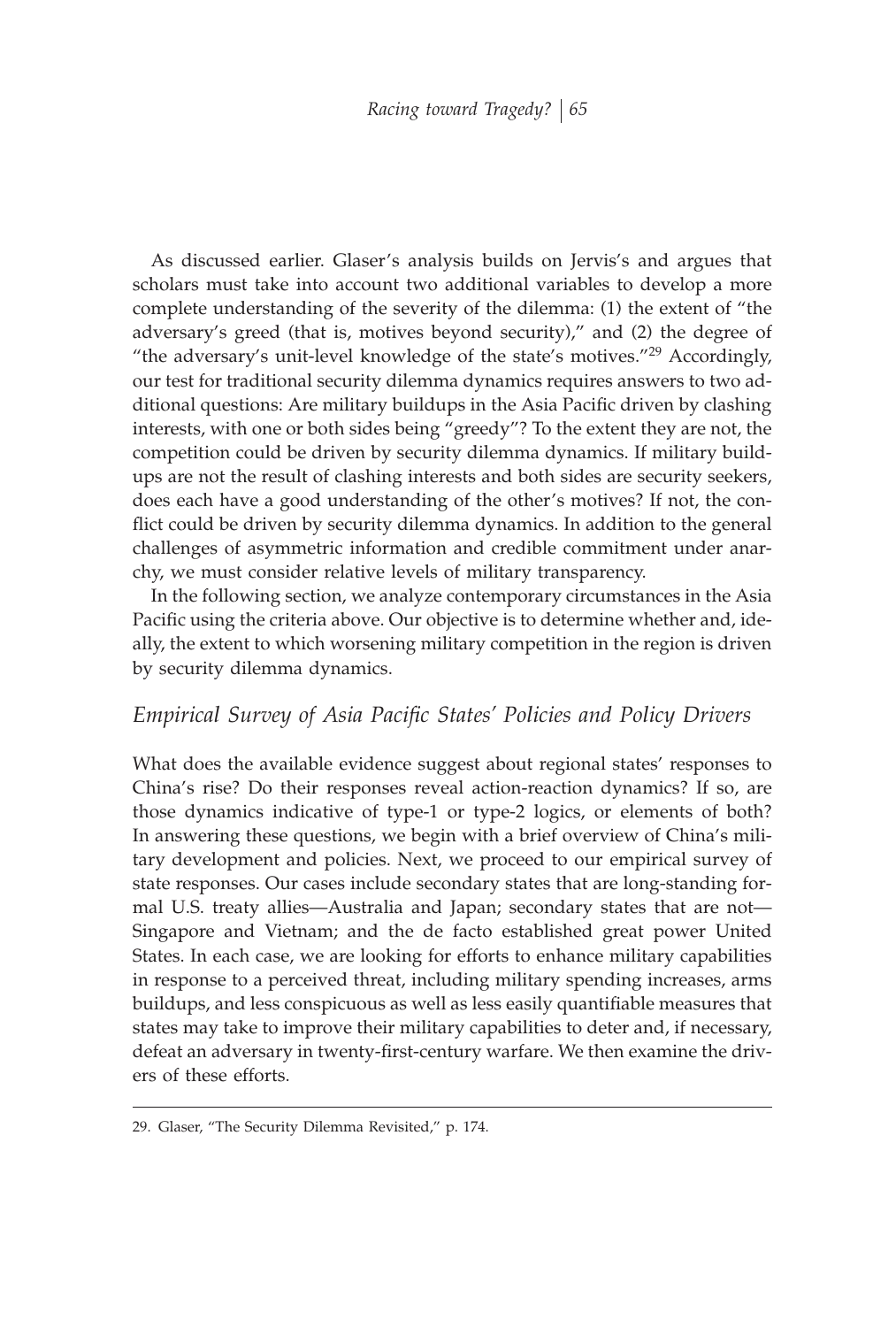As discussed earlier. Glaser's analysis builds on Jervis's and argues that scholars must take into account two additional variables to develop a more complete understanding of the severity of the dilemma: (1) the extent of "the adversary's greed (that is, motives beyond security)," and (2) the degree of "the adversary's unit-level knowledge of the state's motives."[29] Accordingly, our test for traditional security dilemma dynamics requires answers to two additional questions: Are military buildups in the Asia Pacific driven by clashing interests, with one or both sides being "greedy"? To the extent they are not, the competition could be driven by security dilemma dynamics. If military buildups are not the result of clashing interests and both sides are security seekers, does each have a good understanding of the other's motives? If not, the conflict could be driven by security dilemma dynamics. In addition to the general challenges of asymmetric information and credible commitment under anarchy, we must consider relative levels of military transparency.

In the following section, we analyze contemporary circumstances in the Asia Pacific using the criteria above. Our objective is to determine whether and, ideally, the extent to which worsening military competition in the region is driven by security dilemma dynamics.

## *Empirical Survey of Asia Pacific States' Policies and Policy Drivers*

What does the available evidence suggest about regional states' responses to China's rise? Do their responses reveal action-reaction dynamics? If so, are those dynamics indicative of type-1 or type-2 logics, or elements of both? In answering these questions, we begin with a brief overview of China's military development and policies. Next, we proceed to our empirical survey of state responses. Our cases include secondary states that are long-standing formal U.S. treaty allies—Australia and Japan; secondary states that are not—Singapore and Vietnam; and the de facto established great power United States. In each case, we are looking for efforts to enhance military capabilities in response to a perceived threat, including military spending increases, arms buildups, and less conspicuous as well as less easily quantifiable measures that states may take to improve their military capabilities to deter and, if necessary, defeat an adversary in twenty-first-century warfare. We then examine the drivers of these efforts.

29. Glaser, "The Security Dilemma Revisited," p. 174.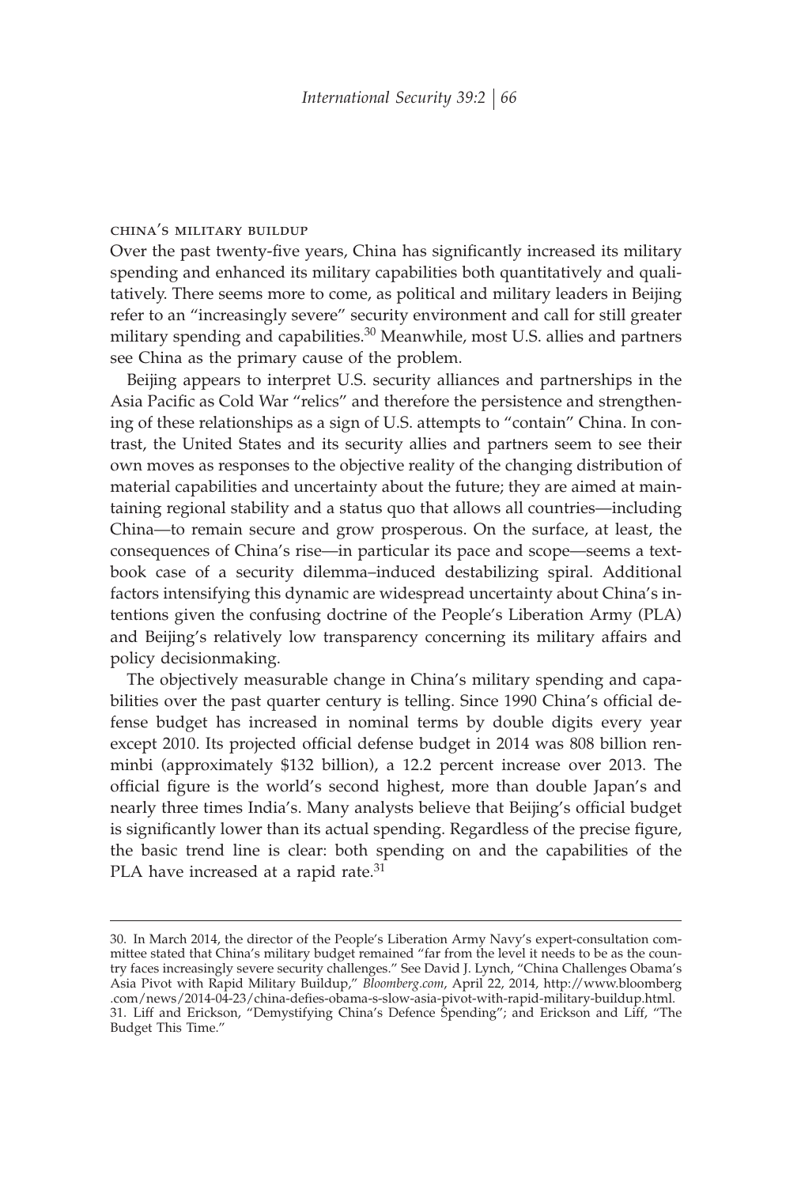### china's military buildup

Over the past twenty-five years, China has significantly increased its military spending and enhanced its military capabilities both quantitatively and qualitatively. There seems more to come, as political and military leaders in Beijing refer to an "increasingly severe" security environment and call for still greater military spending and capabilities.[30] Meanwhile, most U.S. allies and partners see China as the primary cause of the problem.

Beijing appears to interpret U.S. security alliances and partnerships in the Asia Pacific as Cold War "relics" and therefore the persistence and strengthening of these relationships as a sign of U.S. attempts to "contain" China. In contrast, the United States and its security allies and partners seem to see their own moves as responses to the objective reality of the changing distribution of material capabilities and uncertainty about the future; they are aimed at maintaining regional stability and a status quo that allows all countries—including China—to remain secure and grow prosperous. On the surface, at least, the consequences of China's rise—in particular its pace and scope—seems a textbook case of a security dilemma–induced destabilizing spiral. Additional factors intensifying this dynamic are widespread uncertainty about China's intentions given the confusing doctrine of the People's Liberation Army (PLA) and Beijing's relatively low transparency concerning its military affairs and policy decisionmaking.

The objectively measurable change in China's military spending and capabilities over the past quarter century is telling. Since 1990 China's official defense budget has increased in nominal terms by double digits every year except 2010. Its projected official defense budget in 2014 was 808 billion renminbi (approximately $132 billion), a 12.2 percent increase over 2013. The official figure is the world's second highest, more than double Japan's and nearly three times India's. Many analysts believe that Beijing's official budget is significantly lower than its actual spending. Regardless of the precise figure, the basic trend line is clear: both spending on and the capabilities of the PLA have increased at a rapid rate.[31]

---

30. In March 2014, the director of the People's Liberation Army Navy's expert-consultation committee stated that China's military budget remained "far from the level it needs to be as the country faces increasingly severe security challenges." See David J. Lynch, "China Challenges Obama's Asia Pivot with Rapid Military Buildup," *Bloomberg.com*, April 22, 2014, http://www.bloomberg.com/news/2014-04-23/china-defies-obama-s-slow-asia-pivot-with-rapid-military-buildup.html.

31. Liff and Erickson, "Demystifying China's Defence Spending"; and Erickson and Liff, "The Budget This Time."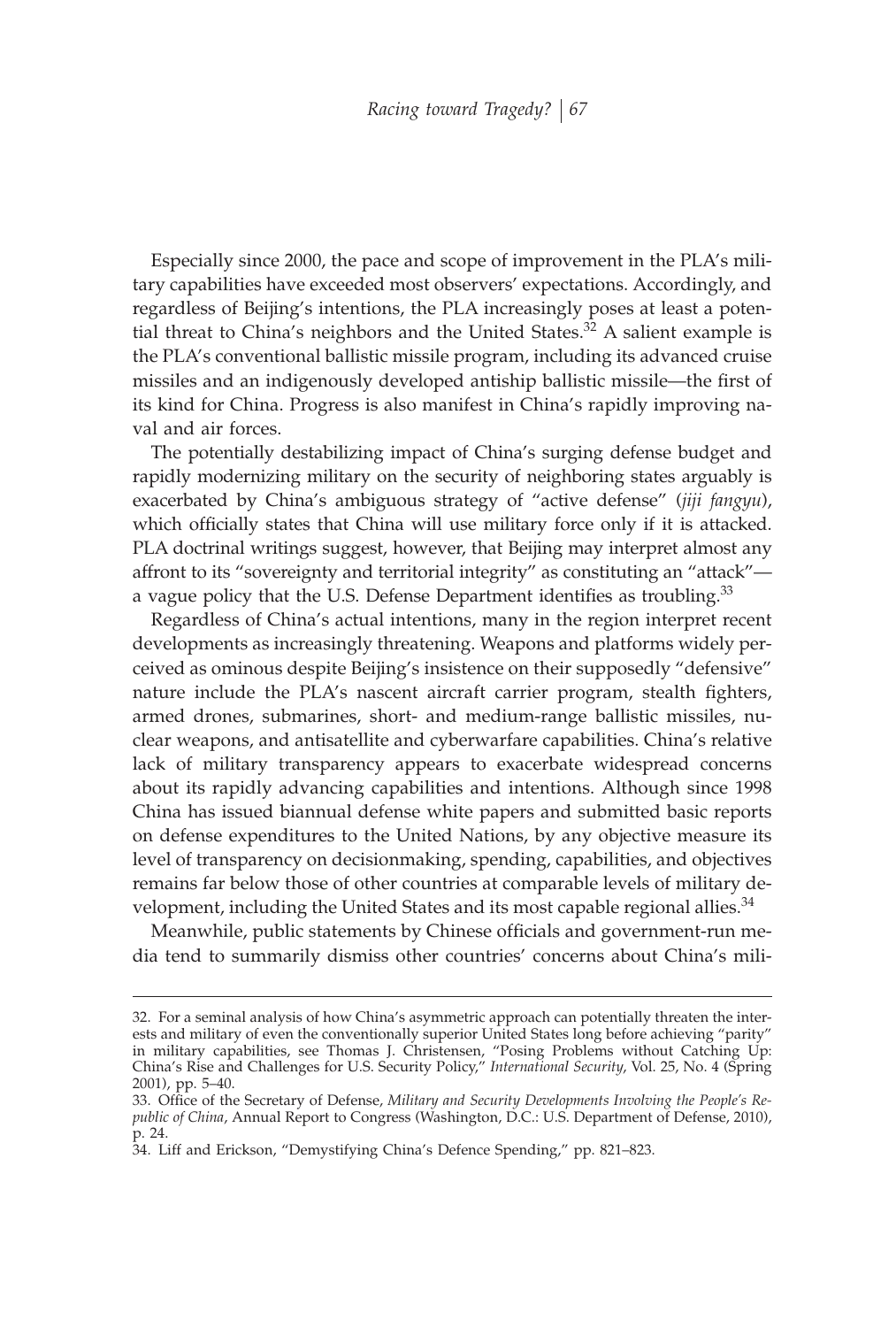Especially since 2000, the pace and scope of improvement in the PLA's military capabilities have exceeded most observers' expectations. Accordingly, and regardless of Beijing's intentions, the PLA increasingly poses at least a potential threat to China's neighbors and the United States.[32] A salient example is the PLA's conventional ballistic missile program, including its advanced cruise missiles and an indigenously developed antiship ballistic missile—the first of its kind for China. Progress is also manifest in China's rapidly improving naval and air forces.

The potentially destabilizing impact of China's surging defense budget and rapidly modernizing military on the security of neighboring states arguably is exacerbated by China's ambiguous strategy of "active defense" (*jiji fangyu*), which officially states that China will use military force only if it is attacked. PLA doctrinal writings suggest, however, that Beijing may interpret almost any affront to its "sovereignty and territorial integrity" as constituting an "attack"—a vague policy that the U.S. Defense Department identifies as troubling.[33]

Regardless of China's actual intentions, many in the region interpret recent developments as increasingly threatening. Weapons and platforms widely perceived as ominous despite Beijing's insistence on their supposedly "defensive" nature include the PLA's nascent aircraft carrier program, stealth fighters, armed drones, submarines, short- and medium-range ballistic missiles, nuclear weapons, and antisatellite and cyberwarfare capabilities. China's relative lack of military transparency appears to exacerbate widespread concerns about its rapidly advancing capabilities and intentions. Although since 1998 China has issued biannual defense white papers and submitted basic reports on defense expenditures to the United Nations, by any objective measure its level of transparency on decisionmaking, spending, capabilities, and objectives remains far below those of other countries at comparable levels of military development, including the United States and its most capable regional allies.[34]

Meanwhile, public statements by Chinese officials and government-run media tend to summarily dismiss other countries' concerns about China's mili-

---

32. For a seminal analysis of how China's asymmetric approach can potentially threaten the interests and military of even the conventionally superior United States long before achieving "parity" in military capabilities, see Thomas J. Christensen, "Posing Problems without Catching Up: China's Rise and Challenges for U.S. Security Policy," *International Security*, Vol. 25, No. 4 (Spring 2001), pp. 5–40.

33. Office of the Secretary of Defense, *Military and Security Developments Involving the People's Republic of China*, Annual Report to Congress (Washington, D.C.: U.S. Department of Defense, 2010), p. 24.

34. Liff and Erickson, "Demystifying China's Defence Spending," pp. 821–823.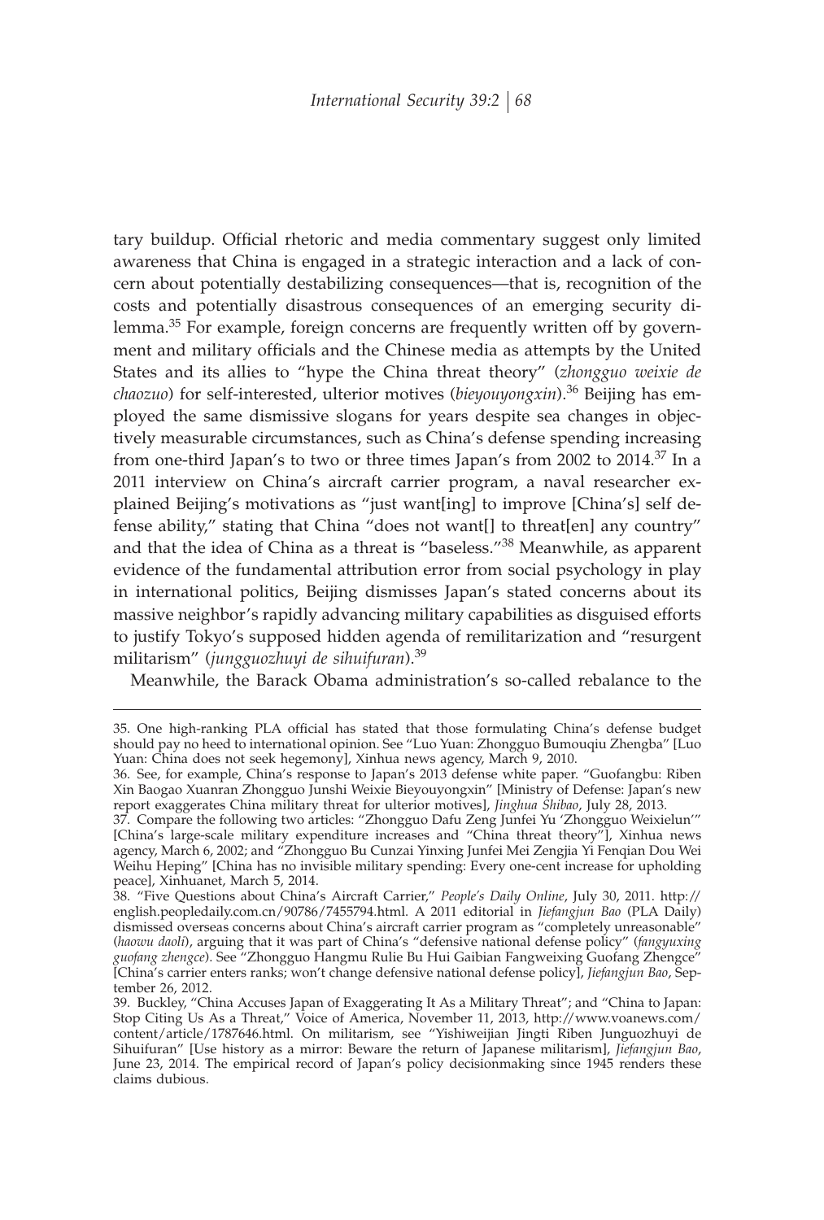tary buildup. Official rhetoric and media commentary suggest only limited awareness that China is engaged in a strategic interaction and a lack of concern about potentially destabilizing consequences—that is, recognition of the costs and potentially disastrous consequences of an emerging security dilemma.[35] For example, foreign concerns are frequently written off by government and military officials and the Chinese media as attempts by the United States and its allies to "hype the China threat theory" (*zhongguo weixie de chaozuo*) for self-interested, ulterior motives (*bieyouyongxin*).[36] Beijing has employed the same dismissive slogans for years despite sea changes in objectively measurable circumstances, such as China's defense spending increasing from one-third Japan's to two or three times Japan's from 2002 to 2014.[37] In a 2011 interview on China's aircraft carrier program, a naval researcher explained Beijing's motivations as "just want[ing] to improve [China's] self defense ability," stating that China "does not want[] to threat[en] any country" and that the idea of China as a threat is "baseless."[38] Meanwhile, as apparent evidence of the fundamental attribution error from social psychology in play in international politics, Beijing dismisses Japan's stated concerns about its massive neighbor's rapidly advancing military capabilities as disguised efforts to justify Tokyo's supposed hidden agenda of remilitarization and "resurgent militarism" (*jungguozhuyi de sihuifuran*).[39]

Meanwhile, the Barack Obama administration's so-called rebalance to the

---

35. One high-ranking PLA official has stated that those formulating China's defense budget should pay no heed to international opinion. See "Luo Yuan: Zhongguo Bumouqiu Zhengba" [Luo Yuan: China does not seek hegemony], Xinhua news agency, March 9, 2010.

36. See, for example, China's response to Japan's 2013 defense white paper. "Guofangbu: Riben Xin Baogao Xuanran Zhongguo Junshi Weixie Bieyouyongxin" [Ministry of Defense: Japan's new report exaggerates China military threat for ulterior motives], *Jinghua Shibao*, July 28, 2013.

37. Compare the following two articles: "Zhongguo Dafu Zeng Junfei Yu 'Zhongguo Weixielun'" [China's large-scale military expenditure increases and "China threat theory"], Xinhua news agency, March 6, 2002; and "Zhongguo Bu Cunzai Yinxing Junfei Mei Zengjia Yi Fenqian Dou Wei Weihu Heping" [China has no invisible military spending: Every one-cent increase for upholding peace], Xinhuanet, March 5, 2014.

38. "Five Questions about China's Aircraft Carrier," *People's Daily Online*, July 30, 2011. http://english.peopledaily.com.cn/90786/7455794.html. A 2011 editorial in *Jiefangjun Bao* (PLA Daily) dismissed overseas concerns about China's aircraft carrier program as "completely unreasonable" (*haowu daoli*), arguing that it was part of China's "defensive national defense policy" (*fangyuxing guofang zhengce*). See "Zhongguo Hangmu Rulie Bu Hui Gaibian Fangweixing Guofang Zhengce" [China's carrier enters ranks; won't change defensive national defense policy], *Jiefangjun Bao*, September 26, 2012.

39. Buckley, "China Accuses Japan of Exaggerating It As a Military Threat"; and "China to Japan: Stop Citing Us As a Threat," Voice of America, November 11, 2013, http://www.voanews.com/content/article/1787646.html. On militarism, see "Yishiweijian Jingti Riben Junguozhuyi de Sihuifuran" [Use history as a mirror: Beware the return of Japanese militarism], *Jiefangjun Bao*, June 23, 2014. The empirical record of Japan's policy decisionmaking since 1945 renders these claims dubious.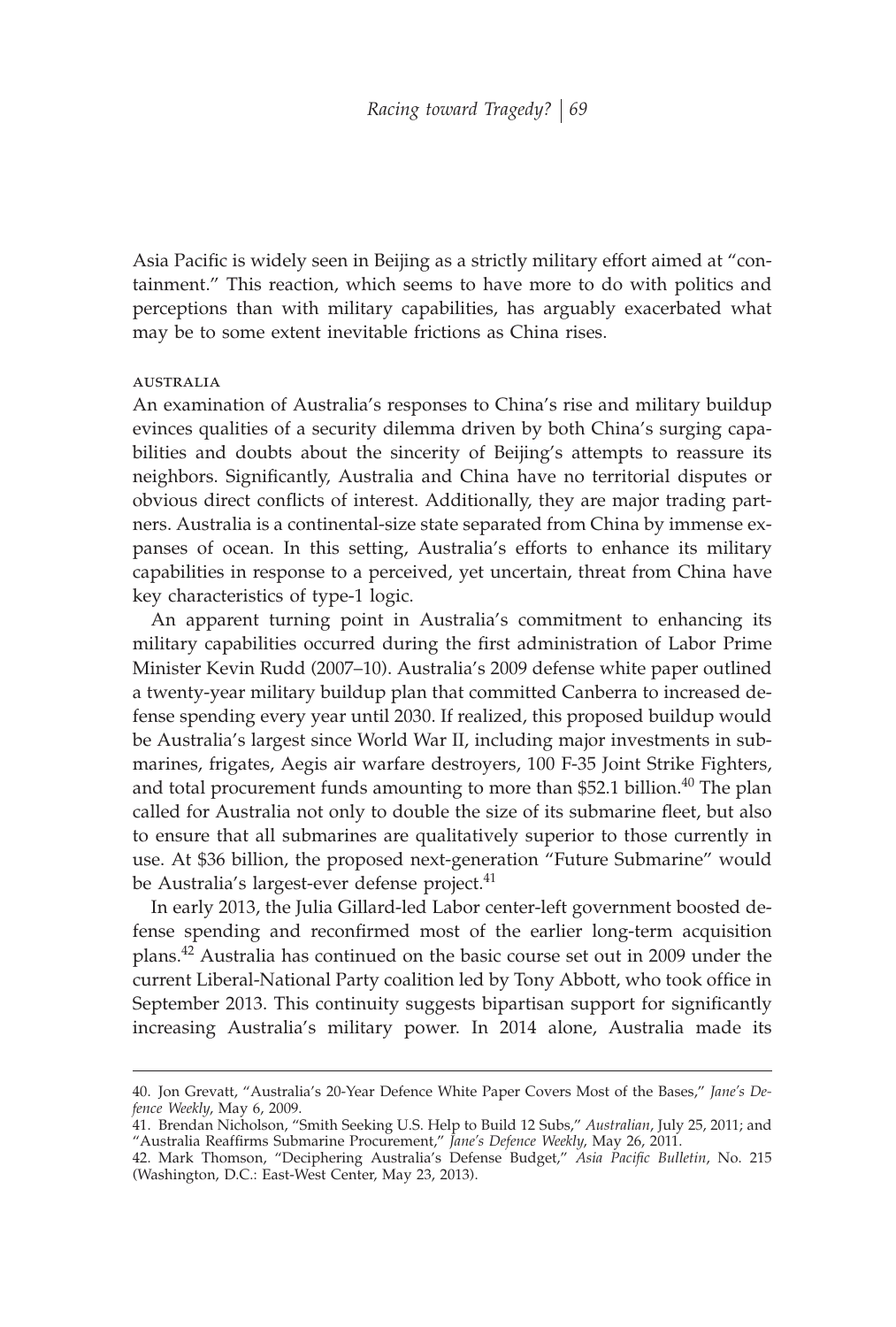Asia Pacific is widely seen in Beijing as a strictly military effort aimed at "containment." This reaction, which seems to have more to do with politics and perceptions than with military capabilities, has arguably exacerbated what may be to some extent inevitable frictions as China rises.

### AUSTRALIA

An examination of Australia's responses to China's rise and military buildup evinces qualities of a security dilemma driven by both China's surging capabilities and doubts about the sincerity of Beijing's attempts to reassure its neighbors. Significantly, Australia and China have no territorial disputes or obvious direct conflicts of interest. Additionally, they are major trading partners. Australia is a continental-size state separated from China by immense expanses of ocean. In this setting, Australia's efforts to enhance its military capabilities in response to a perceived, yet uncertain, threat from China have key characteristics of type-1 logic.

An apparent turning point in Australia's commitment to enhancing its military capabilities occurred during the first administration of Labor Prime Minister Kevin Rudd (2007–10). Australia's 2009 defense white paper outlined a twenty-year military buildup plan that committed Canberra to increased defense spending every year until 2030. If realized, this proposed buildup would be Australia's largest since World War II, including major investments in submarines, frigates, Aegis air warfare destroyers, 100 F-35 Joint Strike Fighters, and total procurement funds amounting to more than $52.1 billion.[40] The plan called for Australia not only to double the size of its submarine fleet, but also to ensure that all submarines are qualitatively superior to those currently in use. At $36 billion, the proposed next-generation "Future Submarine" would be Australia's largest-ever defense project.[41]

In early 2013, the Julia Gillard-led Labor center-left government boosted defense spending and reconfirmed most of the earlier long-term acquisition plans.[42] Australia has continued on the basic course set out in 2009 under the current Liberal-National Party coalition led by Tony Abbott, who took office in September 2013. This continuity suggests bipartisan support for significantly increasing Australia's military power. In 2014 alone, Australia made its

---

40. Jon Grevatt, "Australia's 20-Year Defence White Paper Covers Most of the Bases," *Jane's Defence Weekly*, May 6, 2009.

41. Brendan Nicholson, "Smith Seeking U.S. Help to Build 12 Subs," *Australian*, July 25, 2011; and "Australia Reaffirms Submarine Procurement," *Jane's Defence Weekly*, May 26, 2011.

42. Mark Thomson, "Deciphering Australia's Defense Budget," *Asia Pacific Bulletin*, No. 215 (Washington, D.C.: East-West Center, May 23, 2013).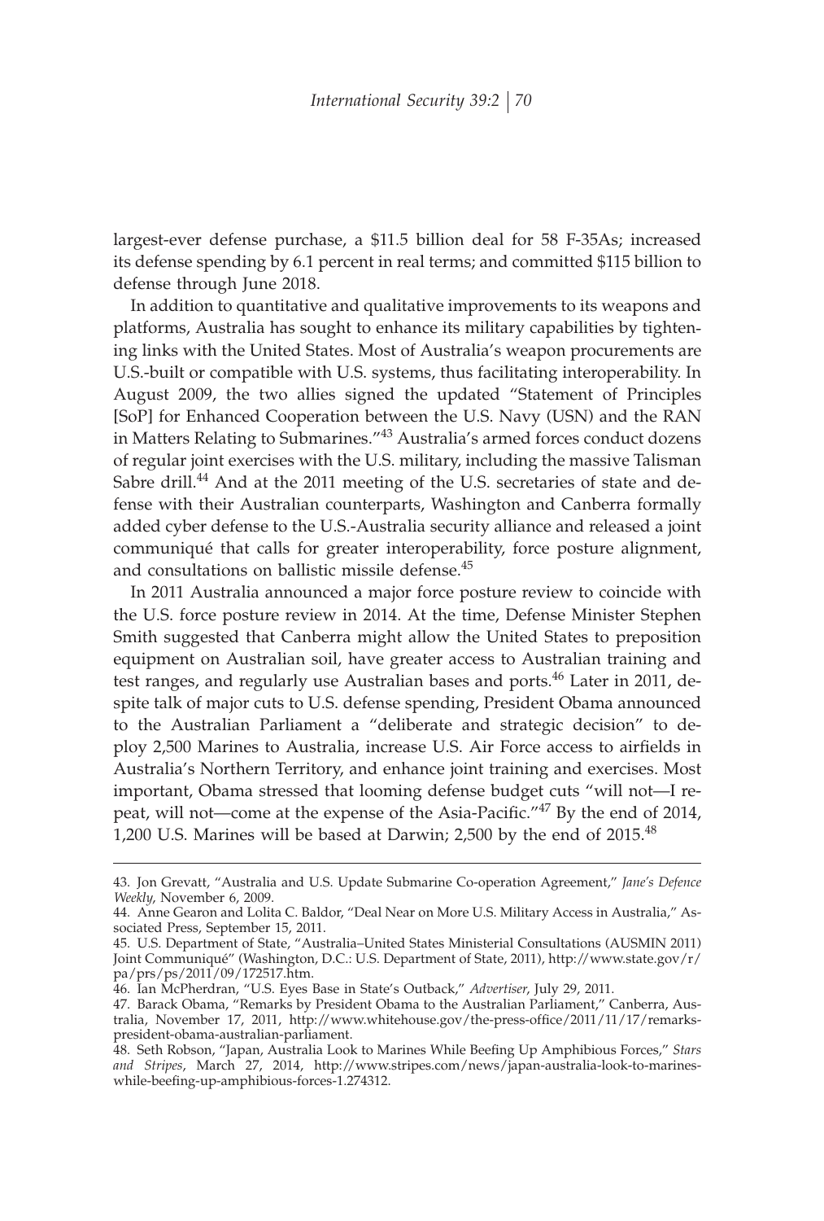largest-ever defense purchase, a $11.5 billion deal for 58 F-35As; increased its defense spending by 6.1 percent in real terms; and committed $115 billion to defense through June 2018.

In addition to quantitative and qualitative improvements to its weapons and platforms, Australia has sought to enhance its military capabilities by tightening links with the United States. Most of Australia's weapon procurements are U.S.-built or compatible with U.S. systems, thus facilitating interoperability. In August 2009, the two allies signed the updated "Statement of Principles [SoP] for Enhanced Cooperation between the U.S. Navy (USN) and the RAN in Matters Relating to Submarines."[43] Australia's armed forces conduct dozens of regular joint exercises with the U.S. military, including the massive Talisman Sabre drill.[44] And at the 2011 meeting of the U.S. secretaries of state and defense with their Australian counterparts, Washington and Canberra formally added cyber defense to the U.S.-Australia security alliance and released a joint communiqué that calls for greater interoperability, force posture alignment, and consultations on ballistic missile defense.[45]

In 2011 Australia announced a major force posture review to coincide with the U.S. force posture review in 2014. At the time, Defense Minister Stephen Smith suggested that Canberra might allow the United States to preposition equipment on Australian soil, have greater access to Australian training and test ranges, and regularly use Australian bases and ports.[46] Later in 2011, despite talk of major cuts to U.S. defense spending, President Obama announced to the Australian Parliament a "deliberate and strategic decision" to deploy 2,500 Marines to Australia, increase U.S. Air Force access to airfields in Australia's Northern Territory, and enhance joint training and exercises. Most important, Obama stressed that looming defense budget cuts "will not—I repeat, will not—come at the expense of the Asia-Pacific."[47] By the end of 2014, 1,200 U.S. Marines will be based at Darwin; 2,500 by the end of 2015.[48]

---

43. Jon Grevatt, "Australia and U.S. Update Submarine Co-operation Agreement," *Jane's Defence Weekly*, November 6, 2009.

44. Anne Gearon and Lolita C. Baldor, "Deal Near on More U.S. Military Access in Australia," Associated Press, September 15, 2011.

45. U.S. Department of State, "Australia–United States Ministerial Consultations (AUSMIN 2011) Joint Communiqué" (Washington, D.C.: U.S. Department of State, 2011), http://www.state.gov/r/pa/prs/ps/2011/09/172517.htm.

46. Ian McPherdran, "U.S. Eyes Base in State's Outback," *Advertiser*, July 29, 2011.

47. Barack Obama, "Remarks by President Obama to the Australian Parliament," Canberra, Australia, November 17, 2011, http://www.whitehouse.gov/the-press-office/2011/11/17/remarks-president-obama-australian-parliament.

48. Seth Robson, "Japan, Australia Look to Marines While Beefing Up Amphibious Forces," *Stars and Stripes*, March 27, 2014, http://www.stripes.com/news/japan-australia-look-to-marines-while-beefing-up-amphibious-forces-1.274312.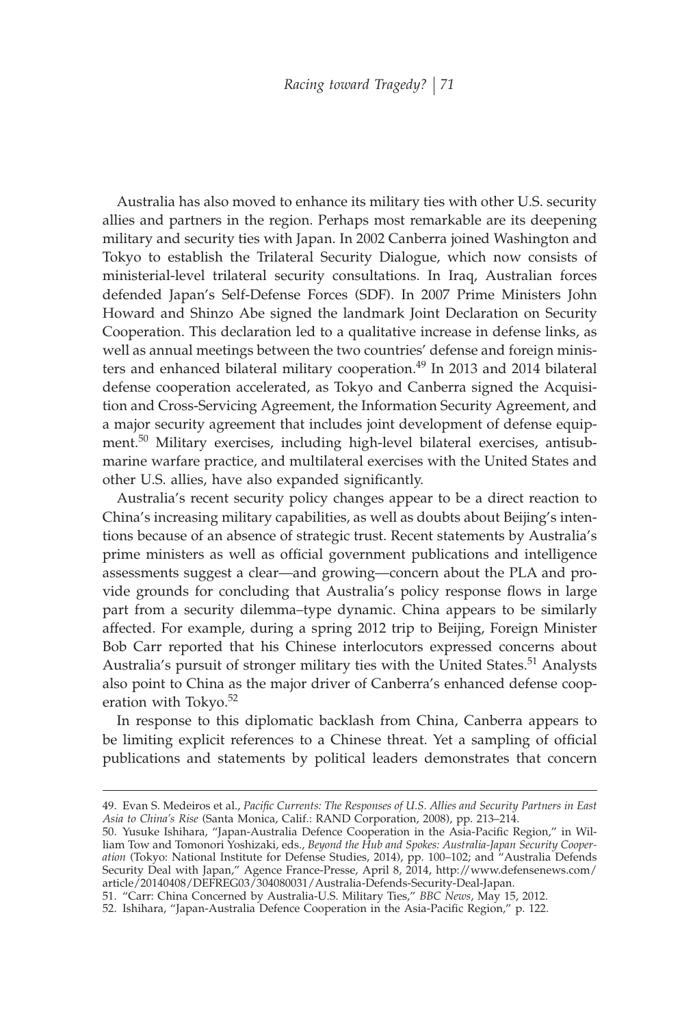Australia has also moved to enhance its military ties with other U.S. security allies and partners in the region. Perhaps most remarkable are its deepening military and security ties with Japan. In 2002 Canberra joined Washington and Tokyo to establish the Trilateral Security Dialogue, which now consists of ministerial-level trilateral security consultations. In Iraq, Australian forces defended Japan's Self-Defense Forces (SDF). In 2007 Prime Ministers John Howard and Shinzo Abe signed the landmark Joint Declaration on Security Cooperation. This declaration led to a qualitative increase in defense links, as well as annual meetings between the two countries' defense and foreign ministers and enhanced bilateral military cooperation.[49] In 2013 and 2014 bilateral defense cooperation accelerated, as Tokyo and Canberra signed the Acquisition and Cross-Servicing Agreement, the Information Security Agreement, and a major security agreement that includes joint development of defense equipment.[50] Military exercises, including high-level bilateral exercises, antisubmarine warfare practice, and multilateral exercises with the United States and other U.S. allies, have also expanded significantly.

Australia's recent security policy changes appear to be a direct reaction to China's increasing military capabilities, as well as doubts about Beijing's intentions because of an absence of strategic trust. Recent statements by Australia's prime ministers as well as official government publications and intelligence assessments suggest a clear—and growing—concern about the PLA and provide grounds for concluding that Australia's policy response flows in large part from a security dilemma–type dynamic. China appears to be similarly affected. For example, during a spring 2012 trip to Beijing, Foreign Minister Bob Carr reported that his Chinese interlocutors expressed concerns about Australia's pursuit of stronger military ties with the United States.[51] Analysts also point to China as the major driver of Canberra's enhanced defense cooperation with Tokyo.[52]

In response to this diplomatic backlash from China, Canberra appears to be limiting explicit references to a Chinese threat. Yet a sampling of official publications and statements by political leaders demonstrates that concern

---

49. Evan S. Medeiros et al., *Pacific Currents: The Responses of U.S. Allies and Security Partners in East Asia to China's Rise* (Santa Monica, Calif.: RAND Corporation, 2008), pp. 213–214.

50. Yusuke Ishihara, "Japan-Australia Defence Cooperation in the Asia-Pacific Region," in William Tow and Tomonori Yoshizaki, eds., *Beyond the Hub and Spokes: Australia-Japan Security Cooperation* (Tokyo: National Institute for Defense Studies, 2014), pp. 100–102; and "Australia Defends Security Deal with Japan," Agence France-Presse, April 8, 2014, http://www.defensenews.com/article/20140408/DEFREG03/304080031/Australia-Defends-Security-Deal-Japan.

51. "Carr: China Concerned by Australia-U.S. Military Ties," *BBC News*, May 15, 2012.

52. Ishihara, "Japan-Australia Defence Cooperation in the Asia-Pacific Region," p. 122.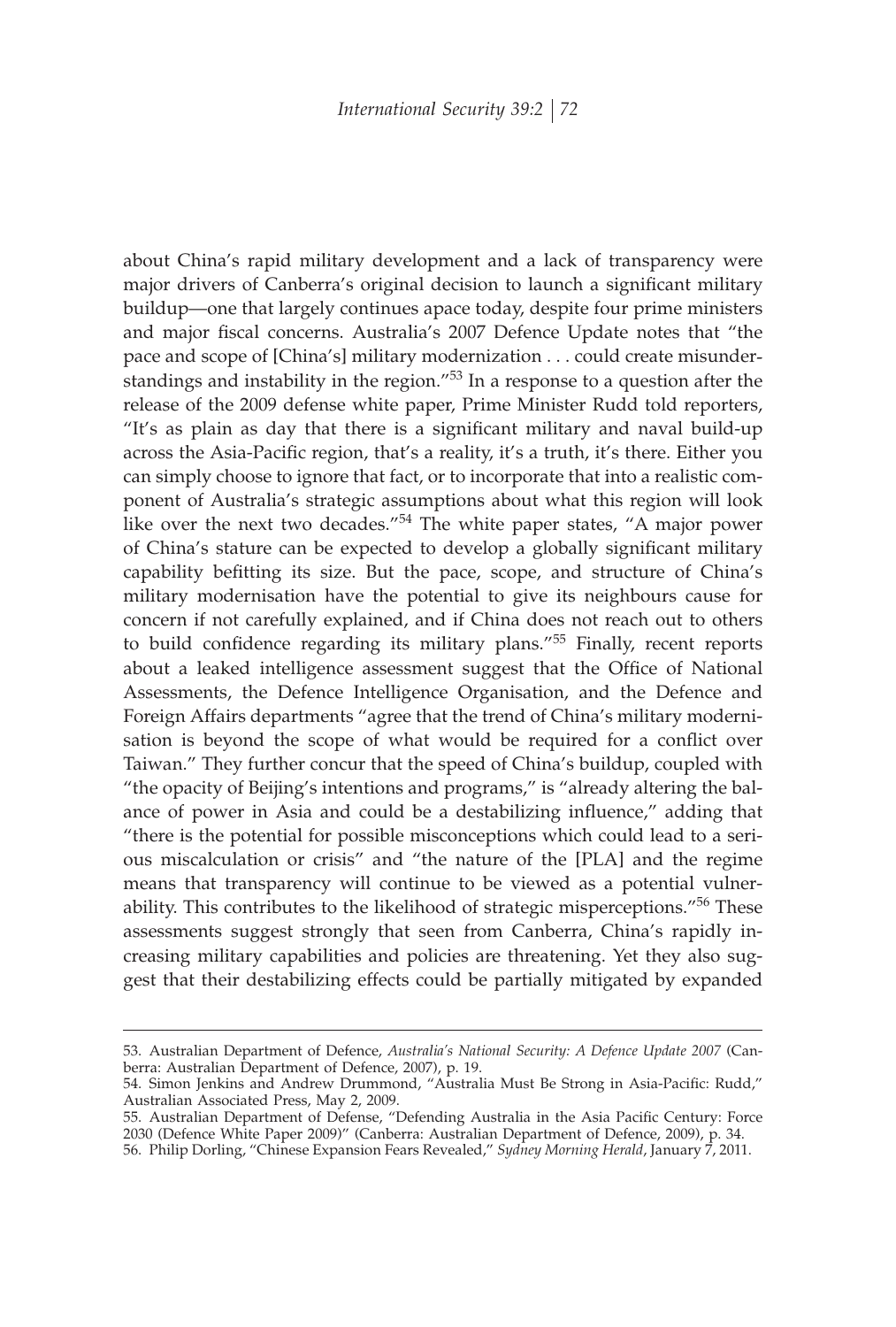about China's rapid military development and a lack of transparency were major drivers of Canberra's original decision to launch a significant military buildup—one that largely continues apace today, despite four prime ministers and major fiscal concerns. Australia's 2007 Defence Update notes that "the pace and scope of [China's] military modernization . . . could create misunderstandings and instability in the region."[53] In a response to a question after the release of the 2009 defense white paper, Prime Minister Rudd told reporters, "It's as plain as day that there is a significant military and naval build-up across the Asia-Pacific region, that's a reality, it's a truth, it's there. Either you can simply choose to ignore that fact, or to incorporate that into a realistic component of Australia's strategic assumptions about what this region will look like over the next two decades."[54] The white paper states, "A major power of China's stature can be expected to develop a globally significant military capability befitting its size. But the pace, scope, and structure of China's military modernisation have the potential to give its neighbours cause for concern if not carefully explained, and if China does not reach out to others to build confidence regarding its military plans."[55] Finally, recent reports about a leaked intelligence assessment suggest that the Office of National Assessments, the Defence Intelligence Organisation, and the Defence and Foreign Affairs departments "agree that the trend of China's military modernisation is beyond the scope of what would be required for a conflict over Taiwan." They further concur that the speed of China's buildup, coupled with "the opacity of Beijing's intentions and programs," is "already altering the balance of power in Asia and could be a destabilizing influence," adding that "there is the potential for possible misconceptions which could lead to a serious miscalculation or crisis" and "the nature of the [PLA] and the regime means that transparency will continue to be viewed as a potential vulnerability. This contributes to the likelihood of strategic misperceptions."[56] These assessments suggest strongly that seen from Canberra, China's rapidly increasing military capabilities and policies are threatening. Yet they also suggest that their destabilizing effects could be partially mitigated by expanded

---

53. Australian Department of Defence, *Australia's National Security: A Defence Update 2007* (Canberra: Australian Department of Defence, 2007), p. 19.

54. Simon Jenkins and Andrew Drummond, "Australia Must Be Strong in Asia-Pacific: Rudd," Australian Associated Press, May 2, 2009.

55. Australian Department of Defense, "Defending Australia in the Asia Pacific Century: Force 2030 (Defence White Paper 2009)" (Canberra: Australian Department of Defence, 2009), p. 34.

56. Philip Dorling, "Chinese Expansion Fears Revealed," *Sydney Morning Herald*, January 7, 2011.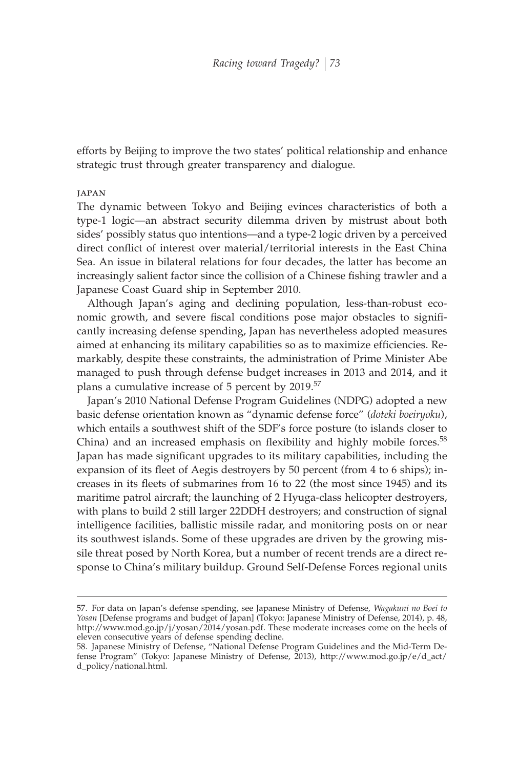efforts by Beijing to improve the two states' political relationship and enhance strategic trust through greater transparency and dialogue.

### JAPAN

The dynamic between Tokyo and Beijing evinces characteristics of both a type-1 logic—an abstract security dilemma driven by mistrust about both sides' possibly status quo intentions—and a type-2 logic driven by a perceived direct conflict of interest over material/territorial interests in the East China Sea. An issue in bilateral relations for four decades, the latter has become an increasingly salient factor since the collision of a Chinese fishing trawler and a Japanese Coast Guard ship in September 2010.

Although Japan's aging and declining population, less-than-robust economic growth, and severe fiscal conditions pose major obstacles to significantly increasing defense spending, Japan has nevertheless adopted measures aimed at enhancing its military capabilities so as to maximize efficiencies. Remarkably, despite these constraints, the administration of Prime Minister Abe managed to push through defense budget increases in 2013 and 2014, and it plans a cumulative increase of 5 percent by 2019.[57]

Japan's 2010 National Defense Program Guidelines (NDPG) adopted a new basic defense orientation known as "dynamic defense force" (*doteki boeiryoku*), which entails a southwest shift of the SDF's force posture (to islands closer to China) and an increased emphasis on flexibility and highly mobile forces.[58] Japan has made significant upgrades to its military capabilities, including the expansion of its fleet of Aegis destroyers by 50 percent (from 4 to 6 ships); increases in its fleets of submarines from 16 to 22 (the most since 1945) and its maritime patrol aircraft; the launching of 2 Hyuga-class helicopter destroyers, with plans to build 2 still larger 22DDH destroyers; and construction of signal intelligence facilities, ballistic missile radar, and monitoring posts on or near its southwest islands. Some of these upgrades are driven by the growing missile threat posed by North Korea, but a number of recent trends are a direct response to China's military buildup. Ground Self-Defense Forces regional units

---

57. For data on Japan's defense spending, see Japanese Ministry of Defense, *Wagakuni no Boei to Yosan* [Defense programs and budget of Japan] (Tokyo: Japanese Ministry of Defense, 2014), p. 48, http://www.mod.go.jp/j/yosan/2014/yosan.pdf. These moderate increases come on the heels of eleven consecutive years of defense spending decline.

58. Japanese Ministry of Defense, "National Defense Program Guidelines and the Mid-Term Defense Program" (Tokyo: Japanese Ministry of Defense, 2013), http://www.mod.go.jp/e/d_act/d_policy/national.html.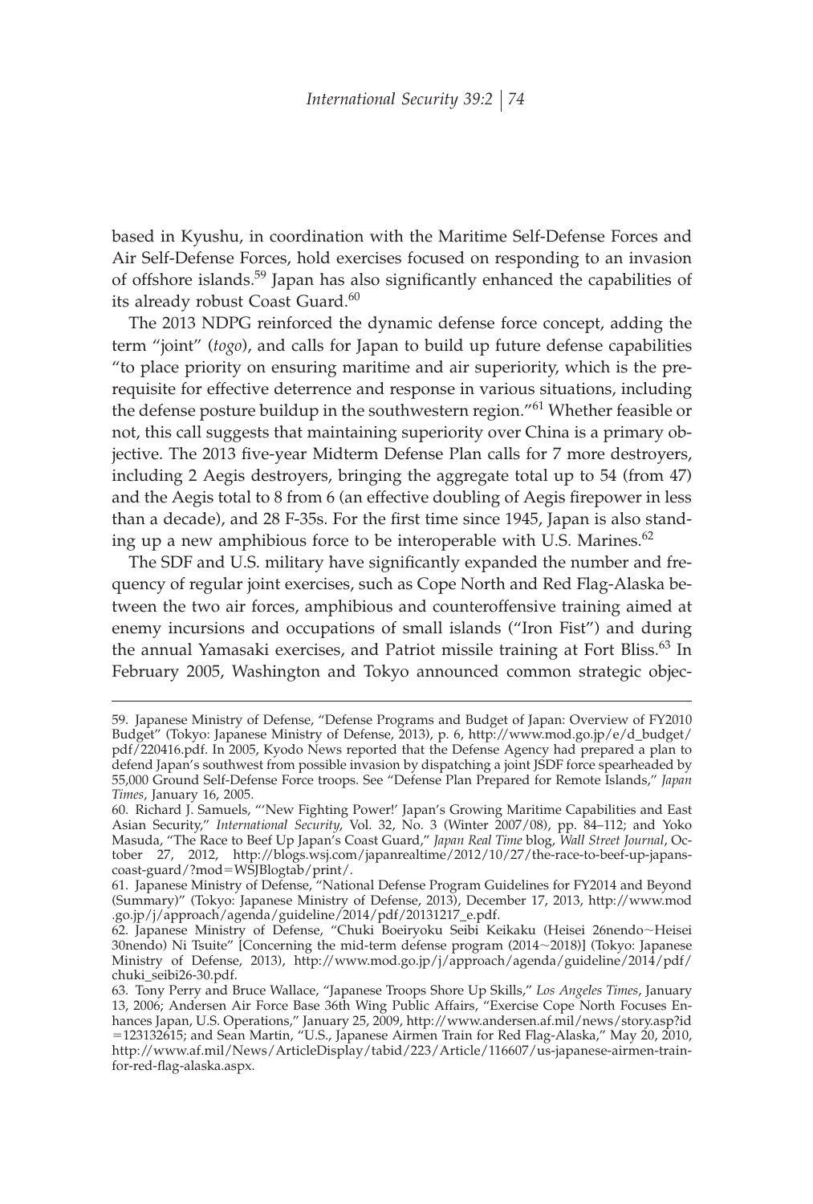based in Kyushu, in coordination with the Maritime Self-Defense Forces and Air Self-Defense Forces, hold exercises focused on responding to an invasion of offshore islands.[59] Japan has also significantly enhanced the capabilities of its already robust Coast Guard.[60]

The 2013 NDPG reinforced the dynamic defense force concept, adding the term "joint" (*togo*), and calls for Japan to build up future defense capabilities "to place priority on ensuring maritime and air superiority, which is the prerequisite for effective deterrence and response in various situations, including the defense posture buildup in the southwestern region."[61] Whether feasible or not, this call suggests that maintaining superiority over China is a primary objective. The 2013 five-year Midterm Defense Plan calls for 7 more destroyers, including 2 Aegis destroyers, bringing the aggregate total up to 54 (from 47) and the Aegis total to 8 from 6 (an effective doubling of Aegis firepower in less than a decade), and 28 F-35s. For the first time since 1945, Japan is also standing up a new amphibious force to be interoperable with U.S. Marines.[62]

The SDF and U.S. military have significantly expanded the number and frequency of regular joint exercises, such as Cope North and Red Flag-Alaska between the two air forces, amphibious and counteroffensive training aimed at enemy incursions and occupations of small islands ("Iron Fist") and during the annual Yamasaki exercises, and Patriot missile training at Fort Bliss.[63] In February 2005, Washington and Tokyo announced common strategic objec-

---

59. Japanese Ministry of Defense, "Defense Programs and Budget of Japan: Overview of FY2010 Budget" (Tokyo: Japanese Ministry of Defense, 2013), p. 6, http://www.mod.go.jp/e/d_budget/pdf/220416.pdf. In 2005, Kyodo News reported that the Defense Agency had prepared a plan to defend Japan's southwest from possible invasion by dispatching a joint JSDF force spearheaded by 55,000 Ground Self-Defense Force troops. See "Defense Plan Prepared for Remote Islands," *Japan Times*, January 16, 2005.

60. Richard J. Samuels, "'New Fighting Power!' Japan's Growing Maritime Capabilities and East Asian Security," *International Security*, Vol. 32, No. 3 (Winter 2007/08), pp. 84–112; and Yoko Masuda, "The Race to Beef Up Japan's Coast Guard," *Japan Real Time* blog, *Wall Street Journal*, October 27, 2012, http://blogs.wsj.com/japanrealtime/2012/10/27/the-race-to-beef-up-japans-coast-guard/?mod=WSJBlogtab/print/.

61. Japanese Ministry of Defense, "National Defense Program Guidelines for FY2014 and Beyond (Summary)" (Tokyo: Japanese Ministry of Defense, 2013), December 17, 2013, http://www.mod.go.jp/j/approach/agenda/guideline/2014/pdf/20131217_e.pdf.

62. Japanese Ministry of Defense, "Chuki Boeiryoku Seibi Keikaku (Heisei 26nendo~Heisei 30nendo) Ni Tsuite" [Concerning the mid-term defense program (2014~2018)] (Tokyo: Japanese Ministry of Defense, 2013), http://www.mod.go.jp/j/approach/agenda/guideline/2014/pdf/chuki_seibi26-30.pdf.

63. Tony Perry and Bruce Wallace, "Japanese Troops Shore Up Skills," *Los Angeles Times*, January 13, 2006; Andersen Air Force Base 36th Wing Public Affairs, "Exercise Cope North Focuses Enhances Japan, U.S. Operations," January 25, 2009, http://www.andersen.af.mil/news/story.asp?id=123132615; and Sean Martin, "U.S., Japanese Airmen Train for Red Flag-Alaska," May 20, 2010, http://www.af.mil/News/ArticleDisplay/tabid/223/Article/116607/us-japanese-airmen-train-for-red-flag-alaska.aspx.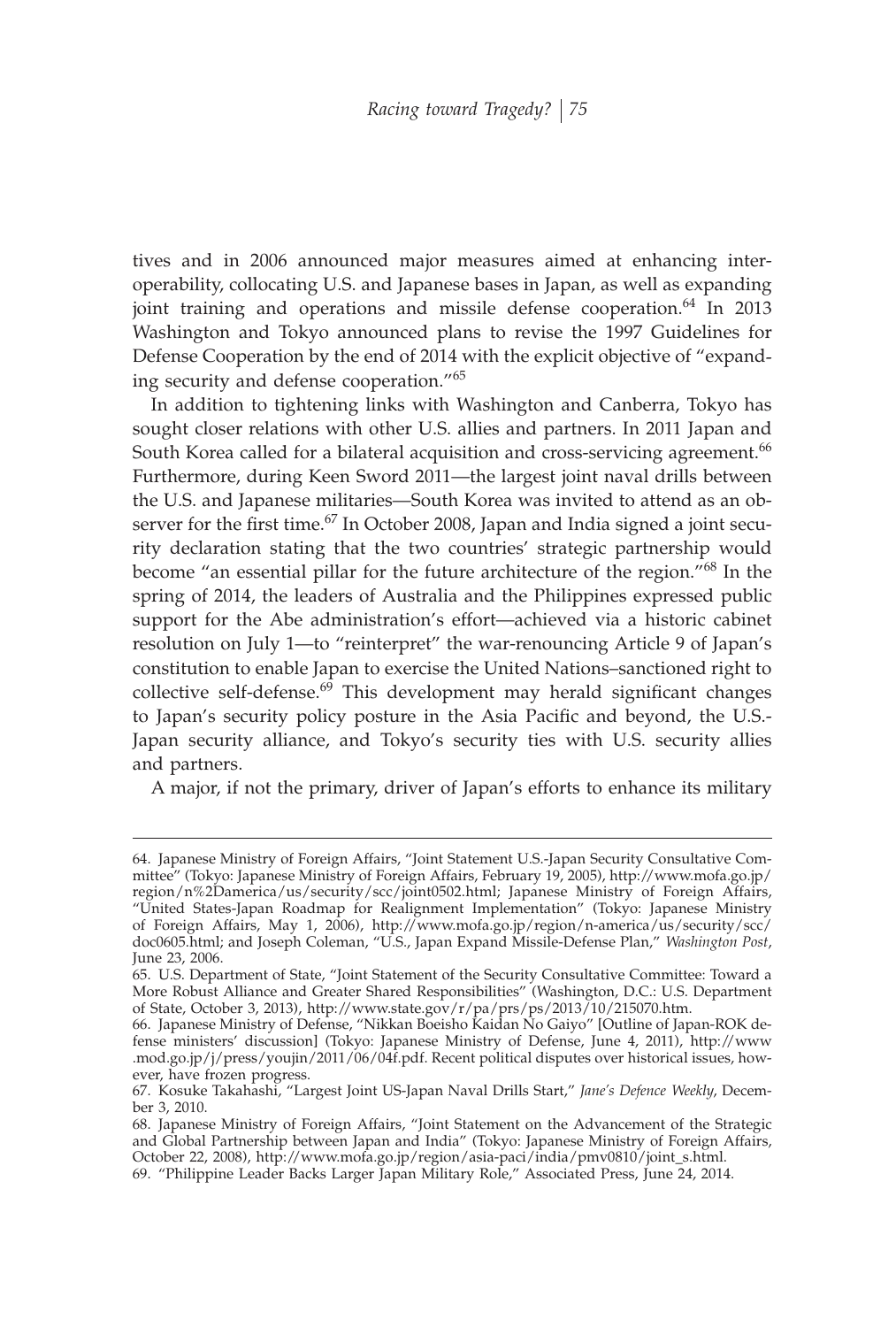tives and in 2006 announced major measures aimed at enhancing interoperability, collocating U.S. and Japanese bases in Japan, as well as expanding joint training and operations and missile defense cooperation.[64] In 2013 Washington and Tokyo announced plans to revise the 1997 Guidelines for Defense Cooperation by the end of 2014 with the explicit objective of "expanding security and defense cooperation."[65]

In addition to tightening links with Washington and Canberra, Tokyo has sought closer relations with other U.S. allies and partners. In 2011 Japan and South Korea called for a bilateral acquisition and cross-servicing agreement.[66] Furthermore, during Keen Sword 2011—the largest joint naval drills between the U.S. and Japanese militaries—South Korea was invited to attend as an observer for the first time.[67] In October 2008, Japan and India signed a joint security declaration stating that the two countries' strategic partnership would become "an essential pillar for the future architecture of the region."[68] In the spring of 2014, the leaders of Australia and the Philippines expressed public support for the Abe administration's effort—achieved via a historic cabinet resolution on July 1—to "reinterpret" the war-renouncing Article 9 of Japan's constitution to enable Japan to exercise the United Nations–sanctioned right to collective self-defense.[69] This development may herald significant changes to Japan's security policy posture in the Asia Pacific and beyond, the U.S.-Japan security alliance, and Tokyo's security ties with U.S. security allies and partners.

A major, if not the primary, driver of Japan's efforts to enhance its military

---

64. Japanese Ministry of Foreign Affairs, "Joint Statement U.S.-Japan Security Consultative Committee" (Tokyo: Japanese Ministry of Foreign Affairs, February 19, 2005), http://www.mofa.go.jp/region/n%2Damerica/us/security/scc/joint0502.html; Japanese Ministry of Foreign Affairs, "United States-Japan Roadmap for Realignment Implementation" (Tokyo: Japanese Ministry of Foreign Affairs, May 1, 2006), http://www.mofa.go.jp/region/n-america/us/security/scc/doc0605.html; and Joseph Coleman, "U.S., Japan Expand Missile-Defense Plan," *Washington Post*, June 23, 2006.

65. U.S. Department of State, "Joint Statement of the Security Consultative Committee: Toward a More Robust Alliance and Greater Shared Responsibilities" (Washington, D.C.: U.S. Department of State, October 3, 2013), http://www.state.gov/r/pa/prs/ps/2013/10/215070.htm.

66. Japanese Ministry of Defense, "Nikkan Boeisho Kaidan No Gaiyo" [Outline of Japan-ROK defense ministers' discussion] (Tokyo: Japanese Ministry of Defense, June 4, 2011), http://www.mod.go.jp/j/press/youjin/2011/06/04f.pdf. Recent political disputes over historical issues, however, have frozen progress.

67. Kosuke Takahashi, "Largest Joint US-Japan Naval Drills Start," *Jane's Defence Weekly*, December 3, 2010.

68. Japanese Ministry of Foreign Affairs, "Joint Statement on the Advancement of the Strategic and Global Partnership between Japan and India" (Tokyo: Japanese Ministry of Foreign Affairs, October 22, 2008), http://www.mofa.go.jp/region/asia-paci/india/pmv0810/joint_s.html.

69. "Philippine Leader Backs Larger Japan Military Role," Associated Press, June 24, 2014.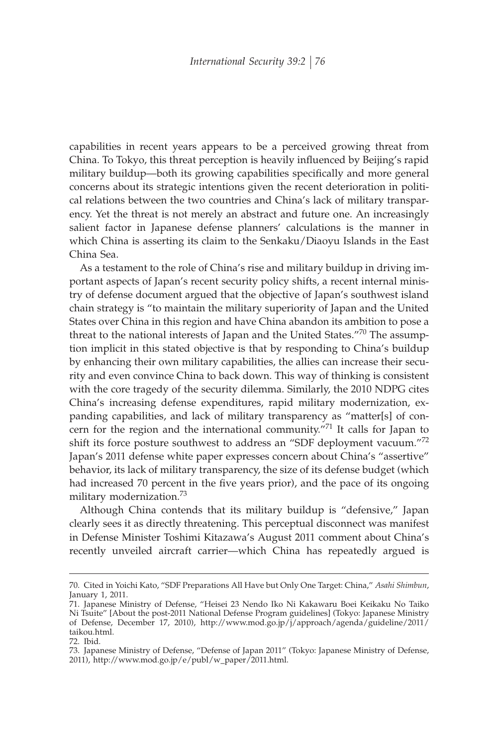capabilities in recent years appears to be a perceived growing threat from China. To Tokyo, this threat perception is heavily influenced by Beijing's rapid military buildup—both its growing capabilities specifically and more general concerns about its strategic intentions given the recent deterioration in political relations between the two countries and China's lack of military transparency. Yet the threat is not merely an abstract and future one. An increasingly salient factor in Japanese defense planners' calculations is the manner in which China is asserting its claim to the Senkaku/Diaoyu Islands in the East China Sea.

As a testament to the role of China's rise and military buildup in driving important aspects of Japan's recent security policy shifts, a recent internal ministry of defense document argued that the objective of Japan's southwest island chain strategy is "to maintain the military superiority of Japan and the United States over China in this region and have China abandon its ambition to pose a threat to the national interests of Japan and the United States."[70] The assumption implicit in this stated objective is that by responding to China's buildup by enhancing their own military capabilities, the allies can increase their security and even convince China to back down. This way of thinking is consistent with the core tragedy of the security dilemma. Similarly, the 2010 NDPG cites China's increasing defense expenditures, rapid military modernization, expanding capabilities, and lack of military transparency as "matter[s] of concern for the region and the international community."[71] It calls for Japan to shift its force posture southwest to address an "SDF deployment vacuum."[72] Japan's 2011 defense white paper expresses concern about China's "assertive" behavior, its lack of military transparency, the size of its defense budget (which had increased 70 percent in the five years prior), and the pace of its ongoing military modernization.[73]

Although China contends that its military buildup is "defensive," Japan clearly sees it as directly threatening. This perceptual disconnect was manifest in Defense Minister Toshimi Kitazawa's August 2011 comment about China's recently unveiled aircraft carrier—which China has repeatedly argued is

---

70. Cited in Yoichi Kato, "SDF Preparations All Have but Only One Target: China," *Asahi Shimbun*, January 1, 2011.

71. Japanese Ministry of Defense, "Heisei 23 Nendo Iko Ni Kakawaru Boei Keikaku No Taiko Ni Tsuite" [About the post-2011 National Defense Program guidelines] (Tokyo: Japanese Ministry of Defense, December 17, 2010), http://www.mod.go.jp/j/approach/agenda/guideline/2011/taikou.html.

72. Ibid.

73. Japanese Ministry of Defense, "Defense of Japan 2011" (Tokyo: Japanese Ministry of Defense, 2011), http://www.mod.go.jp/e/publ/w_paper/2011.html.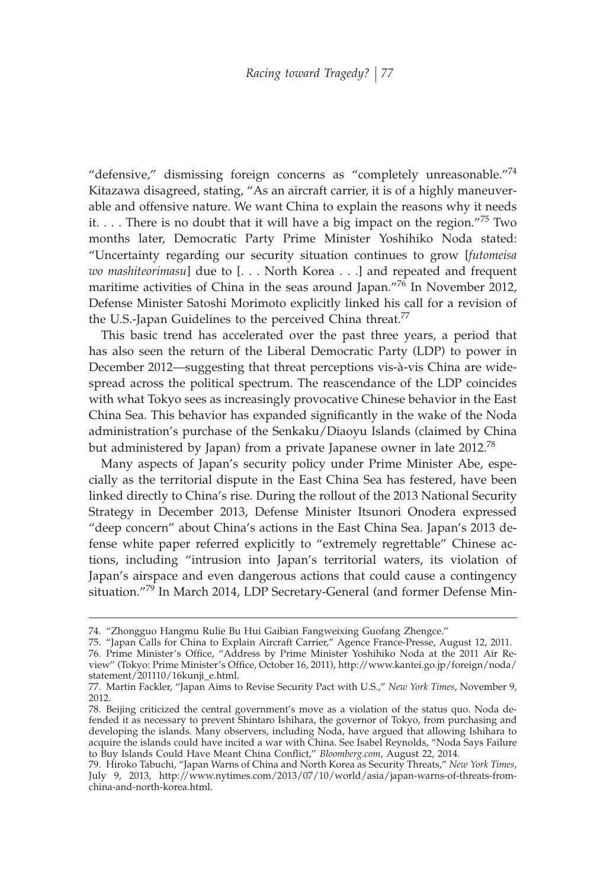"defensive," dismissing foreign concerns as "completely unreasonable."[74] Kitazawa disagreed, stating, "As an aircraft carrier, it is of a highly maneuverable and offensive nature. We want China to explain the reasons why it needs it. . . . There is no doubt that it will have a big impact on the region."[75] Two months later, Democratic Party Prime Minister Yoshihiko Noda stated: "Uncertainty regarding our security situation continues to grow [*futomeisa wo mashiteorimasu*] due to [. . . North Korea . . .] and repeated and frequent maritime activities of China in the seas around Japan."[76] In November 2012, Defense Minister Satoshi Morimoto explicitly linked his call for a revision of the U.S.-Japan Guidelines to the perceived China threat.[77]

This basic trend has accelerated over the past three years, a period that has also seen the return of the Liberal Democratic Party (LDP) to power in December 2012—suggesting that threat perceptions vis-à-vis China are widespread across the political spectrum. The reascendance of the LDP coincides with what Tokyo sees as increasingly provocative Chinese behavior in the East China Sea. This behavior has expanded significantly in the wake of the Noda administration's purchase of the Senkaku/Diaoyu Islands (claimed by China but administered by Japan) from a private Japanese owner in late 2012.[78]

Many aspects of Japan's security policy under Prime Minister Abe, especially as the territorial dispute in the East China Sea has festered, have been linked directly to China's rise. During the rollout of the 2013 National Security Strategy in December 2013, Defense Minister Itsunori Onodera expressed "deep concern" about China's actions in the East China Sea. Japan's 2013 defense white paper referred explicitly to "extremely regrettable" Chinese actions, including "intrusion into Japan's territorial waters, its violation of Japan's airspace and even dangerous actions that could cause a contingency situation."[79] In March 2014, LDP Secretary-General (and former Defense Min-

74. "Zhongguo Hangmu Rulie Bu Hui Gaibian Fangweixing Guofang Zhengce."

75. "Japan Calls for China to Explain Aircraft Carrier," Agence France-Presse, August 12, 2011.

76. Prime Minister's Office, "Address by Prime Minister Yoshihiko Noda at the 2011 Air Review" (Tokyo: Prime Minister's Office, October 16, 2011), http://www.kantei.go.jp/foreign/noda/statement/201110/16kunji_e.html.

77. Martin Fackler, "Japan Aims to Revise Security Pact with U.S.," *New York Times*, November 9, 2012.

78. Beijing criticized the central government's move as a violation of the status quo. Noda defended it as necessary to prevent Shintaro Ishihara, the governor of Tokyo, from purchasing and developing the islands. Many observers, including Noda, have argued that allowing Ishihara to acquire the islands could have incited a war with China. See Isabel Reynolds, "Noda Says Failure to Buy Islands Could Have Meant China Conflict," *Bloomberg.com*, August 22, 2014.

79. Hiroko Tabuchi, "Japan Warns of China and North Korea as Security Threats," *New York Times*, July 9, 2013, http://www.nytimes.com/2013/07/10/world/asia/japan-warns-of-threats-from-china-and-north-korea.html.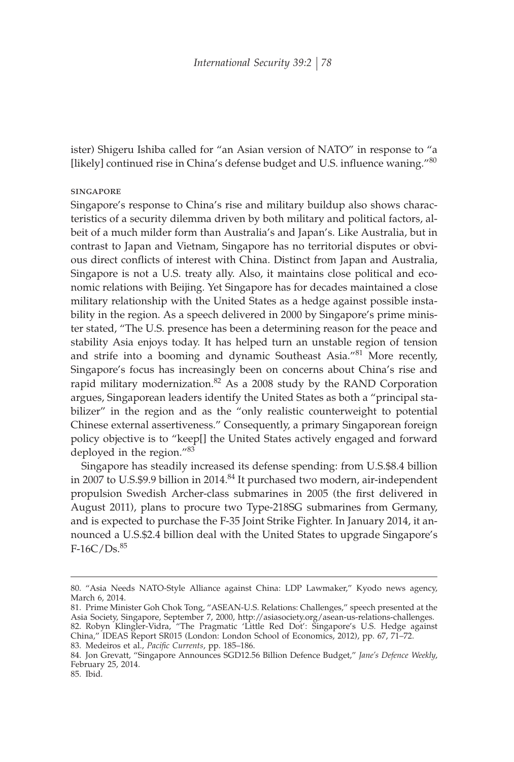ister) Shigeru Ishiba called for "an Asian version of NATO" in response to "a [likely] continued rise in China's defense budget and U.S. influence waning."[80]

### SINGAPORE

Singapore's response to China's rise and military buildup also shows characteristics of a security dilemma driven by both military and political factors, albeit of a much milder form than Australia's and Japan's. Like Australia, but in contrast to Japan and Vietnam, Singapore has no territorial disputes or obvious direct conflicts of interest with China. Distinct from Japan and Australia, Singapore is not a U.S. treaty ally. Also, it maintains close political and economic relations with Beijing. Yet Singapore has for decades maintained a close military relationship with the United States as a hedge against possible instability in the region. As a speech delivered in 2000 by Singapore's prime minister stated, "The U.S. presence has been a determining reason for the peace and stability Asia enjoys today. It has helped turn an unstable region of tension and strife into a booming and dynamic Southeast Asia."[81] More recently, Singapore's focus has increasingly been on concerns about China's rise and rapid military modernization.[82] As a 2008 study by the RAND Corporation argues, Singaporean leaders identify the United States as both a "principal stabilizer" in the region and as the "only realistic counterweight to potential Chinese external assertiveness." Consequently, a primary Singaporean foreign policy objective is to "keep[] the United States actively engaged and forward deployed in the region."[83]

Singapore has steadily increased its defense spending: from U.S.$8.4 billion in 2007 to U.S.$9.9 billion in 2014.[84] It purchased two modern, air-independent propulsion Swedish Archer-class submarines in 2005 (the first delivered in August 2011), plans to procure two Type-218SG submarines from Germany, and is expected to purchase the F-35 Joint Strike Fighter. In January 2014, it announced a U.S.$2.4 billion deal with the United States to upgrade Singapore's F-16C/Ds.[85]

---

80. "Asia Needs NATO-Style Alliance against China: LDP Lawmaker," Kyodo news agency, March 6, 2014.
81. Prime Minister Goh Chok Tong, "ASEAN-U.S. Relations: Challenges," speech presented at the Asia Society, Singapore, September 7, 2000, http://asiasociety.org/asean-us-relations-challenges.
82. Robyn Klingler-Vidra, "The Pragmatic 'Little Red Dot': Singapore's U.S. Hedge against China," IDEAS Report SR015 (London: London School of Economics, 2012), pp. 67, 71–72.
83. Medeiros et al., *Pacific Currents*, pp. 185–186.
84. Jon Grevatt, "Singapore Announces SGD12.56 Billion Defence Budget," *Jane's Defence Weekly*, February 25, 2014.
85. Ibid.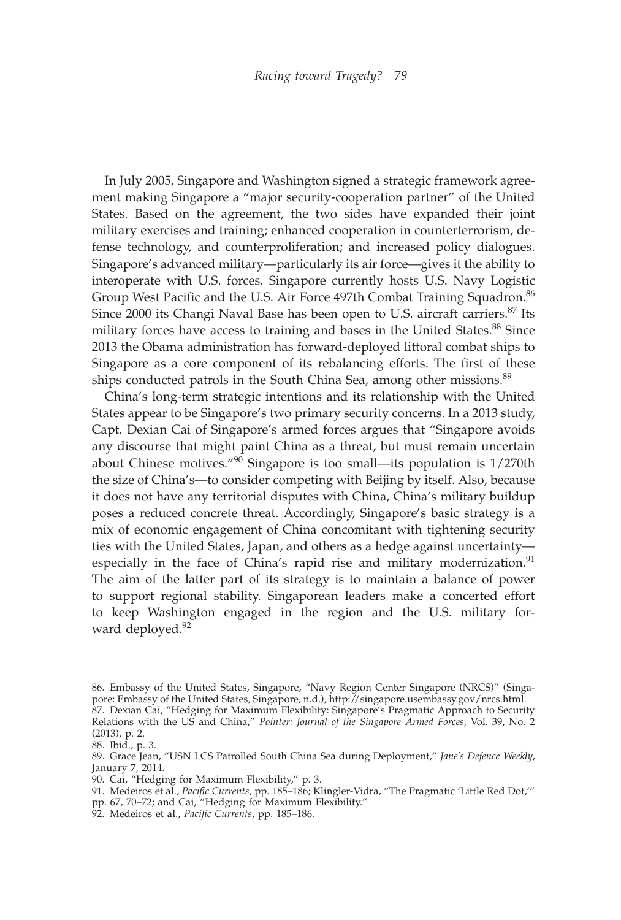In July 2005, Singapore and Washington signed a strategic framework agreement making Singapore a "major security-cooperation partner" of the United States. Based on the agreement, the two sides have expanded their joint military exercises and training; enhanced cooperation in counterterrorism, defense technology, and counterproliferation; and increased policy dialogues. Singapore's advanced military—particularly its air force—gives it the ability to interoperate with U.S. forces. Singapore currently hosts U.S. Navy Logistic Group West Pacific and the U.S. Air Force 497th Combat Training Squadron.[86] Since 2000 its Changi Naval Base has been open to U.S. aircraft carriers.[87] Its military forces have access to training and bases in the United States.[88] Since 2013 the Obama administration has forward-deployed littoral combat ships to Singapore as a core component of its rebalancing efforts. The first of these ships conducted patrols in the South China Sea, among other missions.[89]

China's long-term strategic intentions and its relationship with the United States appear to be Singapore's two primary security concerns. In a 2013 study, Capt. Dexian Cai of Singapore's armed forces argues that "Singapore avoids any discourse that might paint China as a threat, but must remain uncertain about Chinese motives."[90] Singapore is too small—its population is 1/270th the size of China's—to consider competing with Beijing by itself. Also, because it does not have any territorial disputes with China, China's military buildup poses a reduced concrete threat. Accordingly, Singapore's basic strategy is a mix of economic engagement of China concomitant with tightening security ties with the United States, Japan, and others as a hedge against uncertainty—especially in the face of China's rapid rise and military modernization.[91] The aim of the latter part of its strategy is to maintain a balance of power to support regional stability. Singaporean leaders make a concerted effort to keep Washington engaged in the region and the U.S. military forward deployed.[92]

---

86. Embassy of the United States, Singapore, "Navy Region Center Singapore (NRCS)" (Singapore: Embassy of the United States, Singapore, n.d.), http://singapore.usembassy.gov/nrcs.html.
87. Dexian Cai, "Hedging for Maximum Flexibility: Singapore's Pragmatic Approach to Security Relations with the US and China," *Pointer: Journal of the Singapore Armed Forces*, Vol. 39, No. 2 (2013), p. 2.
88. Ibid., p. 3.
89. Grace Jean, "USN LCS Patrolled South China Sea during Deployment," *Jane's Defence Weekly*, January 7, 2014.
90. Cai, "Hedging for Maximum Flexibility," p. 3.
91. Medeiros et al., *Pacific Currents*, pp. 185–186; Klingler-Vidra, "The Pragmatic 'Little Red Dot,'" pp. 67, 70–72; and Cai, "Hedging for Maximum Flexibility."
92. Medeiros et al., *Pacific Currents*, pp. 185–186.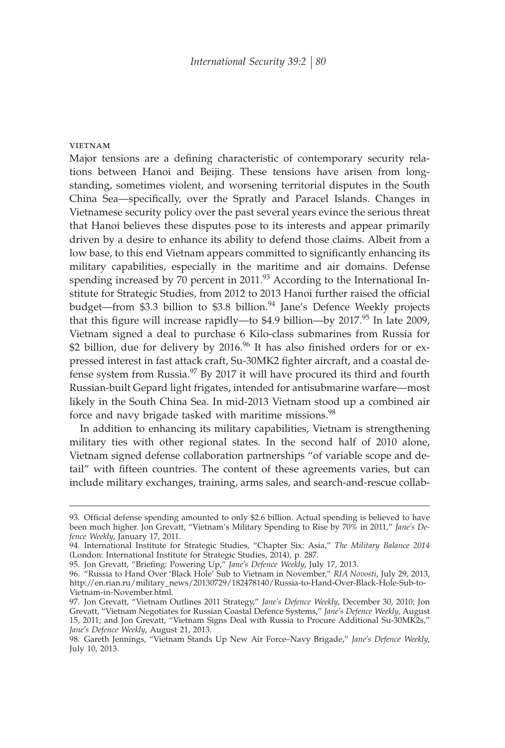#### Vietnam

Major tensions are a defining characteristic of contemporary security relations between Hanoi and Beijing. These tensions have arisen from longstanding, sometimes violent, and worsening territorial disputes in the South China Sea—specifically, over the Spratly and Paracel Islands. Changes in Vietnamese security policy over the past several years evince the serious threat that Hanoi believes these disputes pose to its interests and appear primarily driven by a desire to enhance its ability to defend those claims. Albeit from a low base, to this end Vietnam appears committed to significantly enhancing its military capabilities, especially in the maritime and air domains. Defense spending increased by 70 percent in 2011.[93] According to the International Institute for Strategic Studies, from 2012 to 2013 Hanoi further raised the official budget—from $3.3 billion to $3.8 billion.[94] Jane's Defence Weekly projects that this figure will increase rapidly—to $4.9 billion—by 2017.[95] In late 2009, Vietnam signed a deal to purchase 6 Kilo-class submarines from Russia for $2 billion, due for delivery by 2016.[96] It has also finished orders for or expressed interest in fast attack craft, Su-30MK2 fighter aircraft, and a coastal defense system from Russia.[97] By 2017 it will have procured its third and fourth Russian-built Gepard light frigates, intended for antisubmarine warfare—most likely in the South China Sea. In mid-2013 Vietnam stood up a combined air force and navy brigade tasked with maritime missions.[98]

In addition to enhancing its military capabilities, Vietnam is strengthening military ties with other regional states. In the second half of 2010 alone, Vietnam signed defense collaboration partnerships "of variable scope and detail" with fifteen countries. The content of these agreements varies, but can include military exchanges, training, arms sales, and search-and-rescue collab-

---

93. Official defense spending amounted to only $2.6 billion. Actual spending is believed to have been much higher. Jon Grevatt, "Vietnam's Military Spending to Rise by 70% in 2011," *Jane's Defence Weekly*, January 17, 2011.

94. International Institute for Strategic Studies, "Chapter Six: Asia," *The Military Balance 2014* (London: International Institute for Strategic Studies, 2014), p. 287.

95. Jon Grevatt, "Briefing: Powering Up," *Jane's Defence Weekly*, July 17, 2013.

96. "Russia to Hand Over 'Black Hole' Sub to Vietnam in November," *RIA Novosti*, July 29, 2013, http://en.rian.ru/military_news/20130729/182478140/Russia-to-Hand-Over-Black-Hole-Sub-to-Vietnam-in-November.html.

97. Jon Grevatt, "Vietnam Outlines 2011 Strategy," *Jane's Defence Weekly*, December 30, 2010; Jon Grevatt, "Vietnam Negotiates for Russian Coastal Defence Systems," *Jane's Defence Weekly*, August 15, 2011; and Jon Grevatt, "Vietnam Signs Deal with Russia to Procure Additional Su-30MK2s," *Jane's Defence Weekly*, August 21, 2013.

98. Gareth Jennings, "Vietnam Stands Up New Air Force–Navy Brigade," *Jane's Defence Weekly*, July 10, 2013.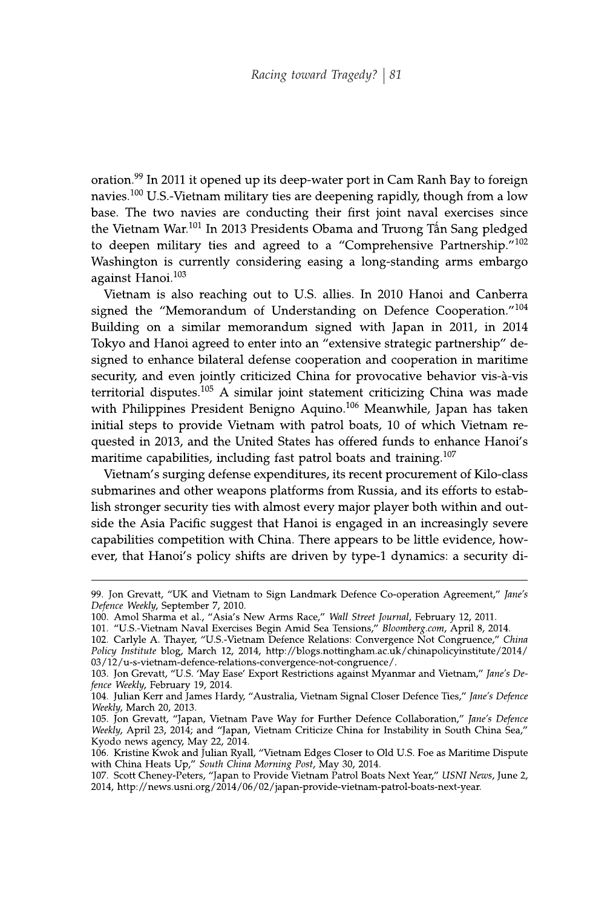oration.[99] In 2011 it opened up its deep-water port in Cam Ranh Bay to foreign navies.[100] U.S.-Vietnam military ties are deepening rapidly, though from a low base. The two navies are conducting their first joint naval exercises since the Vietnam War.[101] In 2013 Presidents Obama and Trương Tấn Sang pledged to deepen military ties and agreed to a "Comprehensive Partnership."[102] Washington is currently considering easing a long-standing arms embargo against Hanoi.[103]

Vietnam is also reaching out to U.S. allies. In 2010 Hanoi and Canberra signed the "Memorandum of Understanding on Defence Cooperation."[104] Building on a similar memorandum signed with Japan in 2011, in 2014 Tokyo and Hanoi agreed to enter into an "extensive strategic partnership" designed to enhance bilateral defense cooperation and cooperation in maritime security, and even jointly criticized China for provocative behavior vis-à-vis territorial disputes.[105] A similar joint statement criticizing China was made with Philippines President Benigno Aquino.[106] Meanwhile, Japan has taken initial steps to provide Vietnam with patrol boats, 10 of which Vietnam requested in 2013, and the United States has offered funds to enhance Hanoi's maritime capabilities, including fast patrol boats and training.[107]

Vietnam's surging defense expenditures, its recent procurement of Kilo-class submarines and other weapons platforms from Russia, and its efforts to establish stronger security ties with almost every major player both within and outside the Asia Pacific suggest that Hanoi is engaged in an increasingly severe capabilities competition with China. There appears to be little evidence, however, that Hanoi's policy shifts are driven by type-1 dynamics: a security di-

---

99. Jon Grevatt, "UK and Vietnam to Sign Landmark Defence Co-operation Agreement," *Jane's Defence Weekly*, September 7, 2010.

100. Amol Sharma et al., "Asia's New Arms Race," *Wall Street Journal*, February 12, 2011.

101. "U.S.-Vietnam Naval Exercises Begin Amid Sea Tensions," *Bloomberg.com*, April 8, 2014.

102. Carlyle A. Thayer, "U.S.-Vietnam Defence Relations: Convergence Not Congruence," *China Policy Institute* blog, March 12, 2014, http://blogs.nottingham.ac.uk/chinapolicyinstitute/2014/03/12/u-s-vietnam-defence-relations-convergence-not-congruence/.

103. Jon Grevatt, "U.S. 'May Ease' Export Restrictions against Myanmar and Vietnam," *Jane's Defence Weekly*, February 19, 2014.

104. Julian Kerr and James Hardy, "Australia, Vietnam Signal Closer Defence Ties," *Jane's Defence Weekly*, March 20, 2013.

105. Jon Grevatt, "Japan, Vietnam Pave Way for Further Defence Collaboration," *Jane's Defence Weekly*, April 23, 2014; and "Japan, Vietnam Criticize China for Instability in South China Sea," Kyodo news agency, May 22, 2014.

106. Kristine Kwok and Julian Ryall, "Vietnam Edges Closer to Old U.S. Foe as Maritime Dispute with China Heats Up," *South China Morning Post*, May 30, 2014.

107. Scott Cheney-Peters, "Japan to Provide Vietnam Patrol Boats Next Year," *USNI News*, June 2, 2014, http://news.usni.org/2014/06/02/japan-provide-vietnam-patrol-boats-next-year.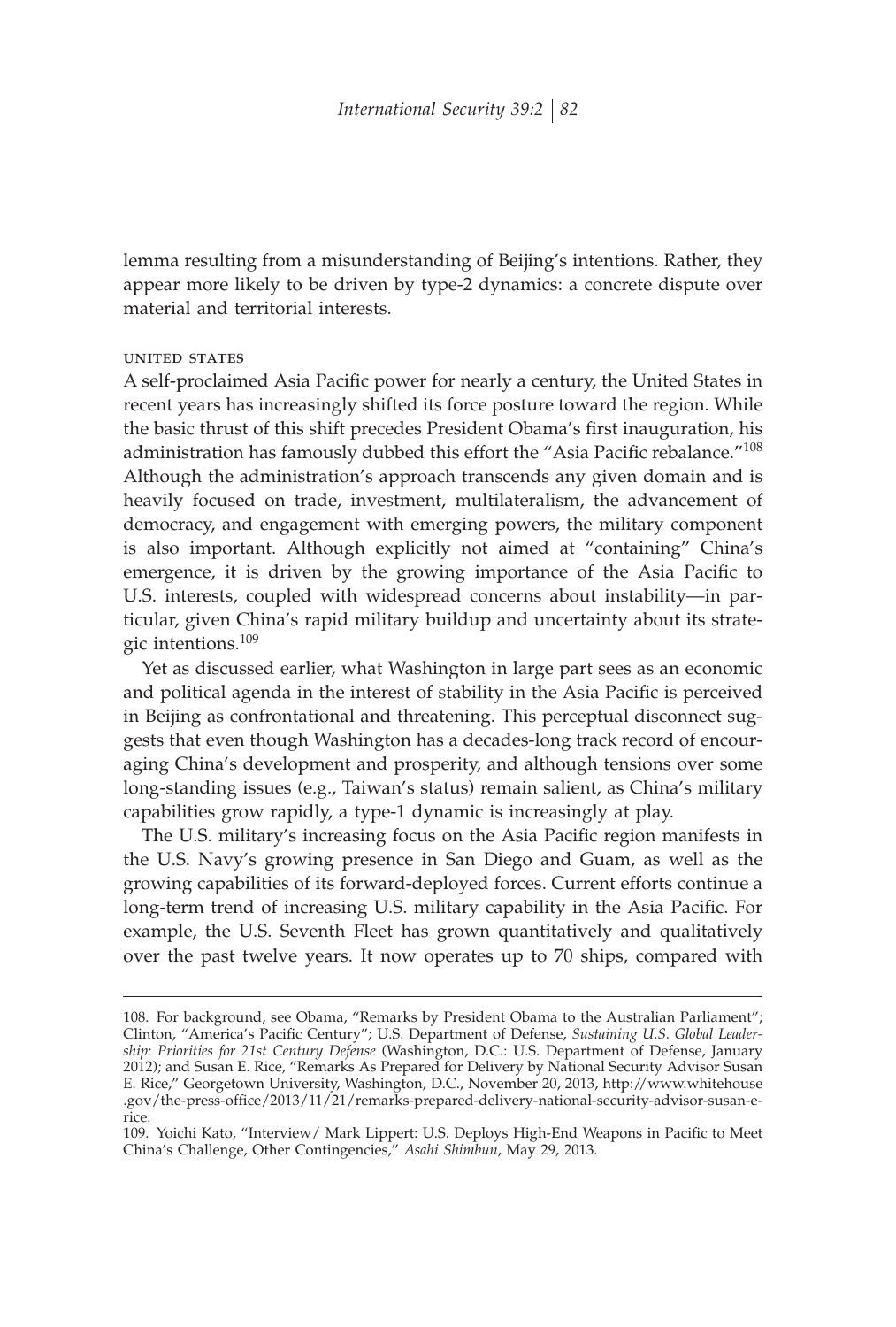lemma resulting from a misunderstanding of Beijing's intentions. Rather, they appear more likely to be driven by type-2 dynamics: a concrete dispute over material and territorial interests.

### UNITED STATES

A self-proclaimed Asia Pacific power for nearly a century, the United States in recent years has increasingly shifted its force posture toward the region. While the basic thrust of this shift precedes President Obama's first inauguration, his administration has famously dubbed this effort the "Asia Pacific rebalance."[108] Although the administration's approach transcends any given domain and is heavily focused on trade, investment, multilateralism, the advancement of democracy, and engagement with emerging powers, the military component is also important. Although explicitly not aimed at "containing" China's emergence, it is driven by the growing importance of the Asia Pacific to U.S. interests, coupled with widespread concerns about instability—in particular, given China's rapid military buildup and uncertainty about its strategic intentions.[109]

Yet as discussed earlier, what Washington in large part sees as an economic and political agenda in the interest of stability in the Asia Pacific is perceived in Beijing as confrontational and threatening. This perceptual disconnect suggests that even though Washington has a decades-long track record of encouraging China's development and prosperity, and although tensions over some long-standing issues (e.g., Taiwan's status) remain salient, as China's military capabilities grow rapidly, a type-1 dynamic is increasingly at play.

The U.S. military's increasing focus on the Asia Pacific region manifests in the U.S. Navy's growing presence in San Diego and Guam, as well as the growing capabilities of its forward-deployed forces. Current efforts continue a long-term trend of increasing U.S. military capability in the Asia Pacific. For example, the U.S. Seventh Fleet has grown quantitatively and qualitatively over the past twelve years. It now operates up to 70 ships, compared with

---

108. For background, see Obama, "Remarks by President Obama to the Australian Parliament"; Clinton, "America's Pacific Century"; U.S. Department of Defense, *Sustaining U.S. Global Leadership: Priorities for 21st Century Defense* (Washington, D.C.: U.S. Department of Defense, January 2012); and Susan E. Rice, "Remarks As Prepared for Delivery by National Security Advisor Susan E. Rice," Georgetown University, Washington, D.C., November 20, 2013, http://www.whitehouse.gov/the-press-office/2013/11/21/remarks-prepared-delivery-national-security-advisor-susan-e-rice.

109. Yoichi Kato, "Interview/ Mark Lippert: U.S. Deploys High-End Weapons in Pacific to Meet China's Challenge, Other Contingencies," *Asahi Shimbun*, May 29, 2013.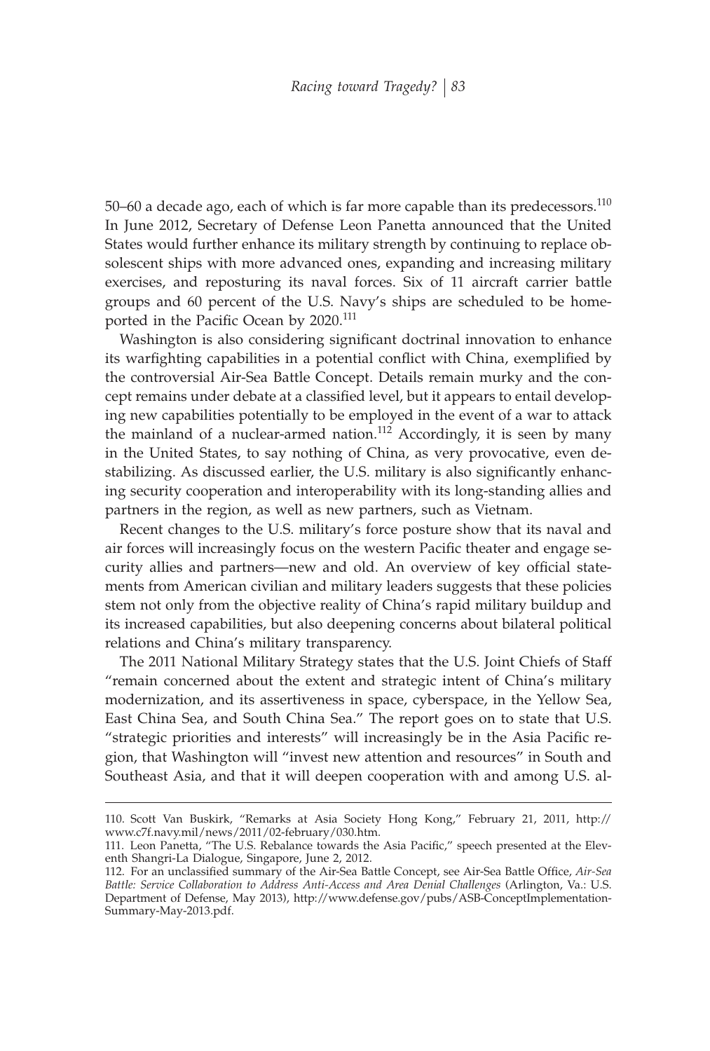50–60 a decade ago, each of which is far more capable than its predecessors.[110] In June 2012, Secretary of Defense Leon Panetta announced that the United States would further enhance its military strength by continuing to replace obsolescent ships with more advanced ones, expanding and increasing military exercises, and reposturing its naval forces. Six of 11 aircraft carrier battle groups and 60 percent of the U.S. Navy's ships are scheduled to be homeported in the Pacific Ocean by 2020.[111]

Washington is also considering significant doctrinal innovation to enhance its warfighting capabilities in a potential conflict with China, exemplified by the controversial Air-Sea Battle Concept. Details remain murky and the concept remains under debate at a classified level, but it appears to entail developing new capabilities potentially to be employed in the event of a war to attack the mainland of a nuclear-armed nation.[112] Accordingly, it is seen by many in the United States, to say nothing of China, as very provocative, even destabilizing. As discussed earlier, the U.S. military is also significantly enhancing security cooperation and interoperability with its long-standing allies and partners in the region, as well as new partners, such as Vietnam.

Recent changes to the U.S. military's force posture show that its naval and air forces will increasingly focus on the western Pacific theater and engage security allies and partners—new and old. An overview of key official statements from American civilian and military leaders suggests that these policies stem not only from the objective reality of China's rapid military buildup and its increased capabilities, but also deepening concerns about bilateral political relations and China's military transparency.

The 2011 National Military Strategy states that the U.S. Joint Chiefs of Staff "remain concerned about the extent and strategic intent of China's military modernization, and its assertiveness in space, cyberspace, in the Yellow Sea, East China Sea, and South China Sea." The report goes on to state that U.S. "strategic priorities and interests" will increasingly be in the Asia Pacific region, that Washington will "invest new attention and resources" in South and Southeast Asia, and that it will deepen cooperation with and among U.S. al-

---

110. Scott Van Buskirk, "Remarks at Asia Society Hong Kong," February 21, 2011, http://www.c7f.navy.mil/news/2011/02-february/030.htm.

111. Leon Panetta, "The U.S. Rebalance towards the Asia Pacific," speech presented at the Eleventh Shangri-La Dialogue, Singapore, June 2, 2012.

112. For an unclassified summary of the Air-Sea Battle Concept, see Air-Sea Battle Office, *Air-Sea Battle: Service Collaboration to Address Anti-Access and Area Denial Challenges* (Arlington, Va.: U.S. Department of Defense, May 2013), http://www.defense.gov/pubs/ASB-ConceptImplementation-Summary-May-2013.pdf.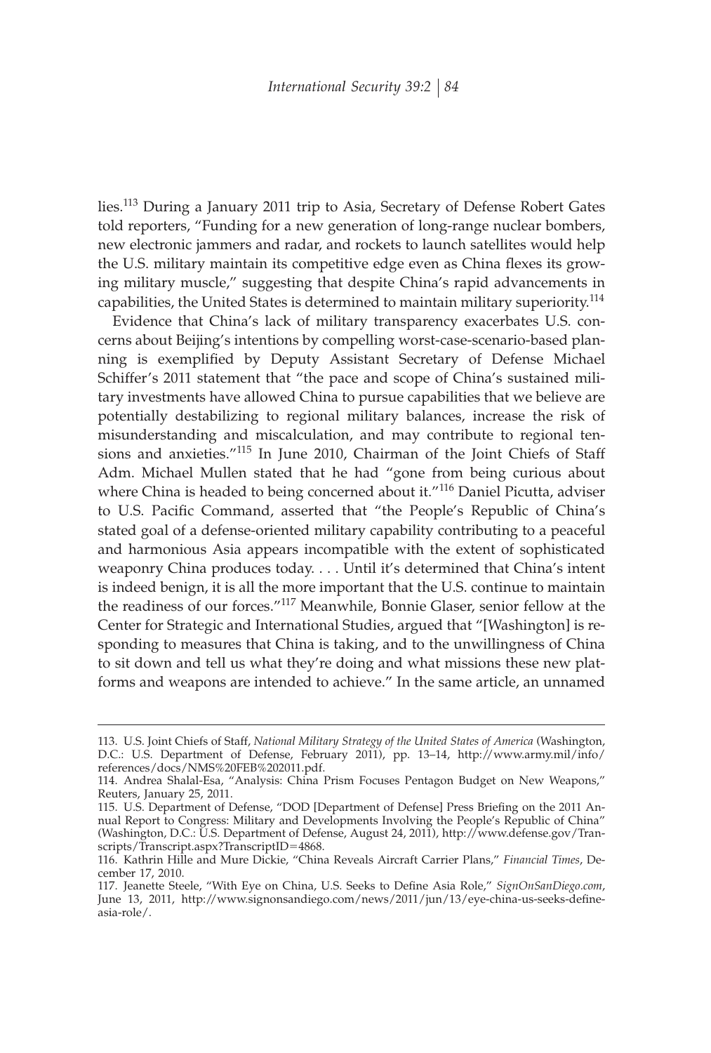lies.[113] During a January 2011 trip to Asia, Secretary of Defense Robert Gates told reporters, "Funding for a new generation of long-range nuclear bombers, new electronic jammers and radar, and rockets to launch satellites would help the U.S. military maintain its competitive edge even as China flexes its growing military muscle," suggesting that despite China's rapid advancements in capabilities, the United States is determined to maintain military superiority.[114]

Evidence that China's lack of military transparency exacerbates U.S. concerns about Beijing's intentions by compelling worst-case-scenario-based planning is exemplified by Deputy Assistant Secretary of Defense Michael Schiffer's 2011 statement that "the pace and scope of China's sustained military investments have allowed China to pursue capabilities that we believe are potentially destabilizing to regional military balances, increase the risk of misunderstanding and miscalculation, and may contribute to regional tensions and anxieties."[115] In June 2010, Chairman of the Joint Chiefs of Staff Adm. Michael Mullen stated that he had "gone from being curious about where China is headed to being concerned about it."[116] Daniel Picutta, adviser to U.S. Pacific Command, asserted that "the People's Republic of China's stated goal of a defense-oriented military capability contributing to a peaceful and harmonious Asia appears incompatible with the extent of sophisticated weaponry China produces today. . . . Until it's determined that China's intent is indeed benign, it is all the more important that the U.S. continue to maintain the readiness of our forces."[117] Meanwhile, Bonnie Glaser, senior fellow at the Center for Strategic and International Studies, argued that "[Washington] is responding to measures that China is taking, and to the unwillingness of China to sit down and tell us what they're doing and what missions these new platforms and weapons are intended to achieve." In the same article, an unnamed

---

113. U.S. Joint Chiefs of Staff, *National Military Strategy of the United States of America* (Washington, D.C.: U.S. Department of Defense, February 2011), pp. 13–14, http://www.army.mil/info/references/docs/NMS%20FEB%202011.pdf.

114. Andrea Shalal-Esa, "Analysis: China Prism Focuses Pentagon Budget on New Weapons," Reuters, January 25, 2011.

115. U.S. Department of Defense, "DOD [Department of Defense] Press Briefing on the 2011 Annual Report to Congress: Military and Developments Involving the People's Republic of China" (Washington, D.C.: U.S. Department of Defense, August 24, 2011), http://www.defense.gov/Transcripts/Transcript.aspx?TranscriptID=4868.

116. Kathrin Hille and Mure Dickie, "China Reveals Aircraft Carrier Plans," *Financial Times*, December 17, 2010.

117. Jeanette Steele, "With Eye on China, U.S. Seeks to Define Asia Role," *SignOnSanDiego.com*, June 13, 2011, http://www.signonsandiego.com/news/2011/jun/13/eye-china-us-seeks-define-asia-role/.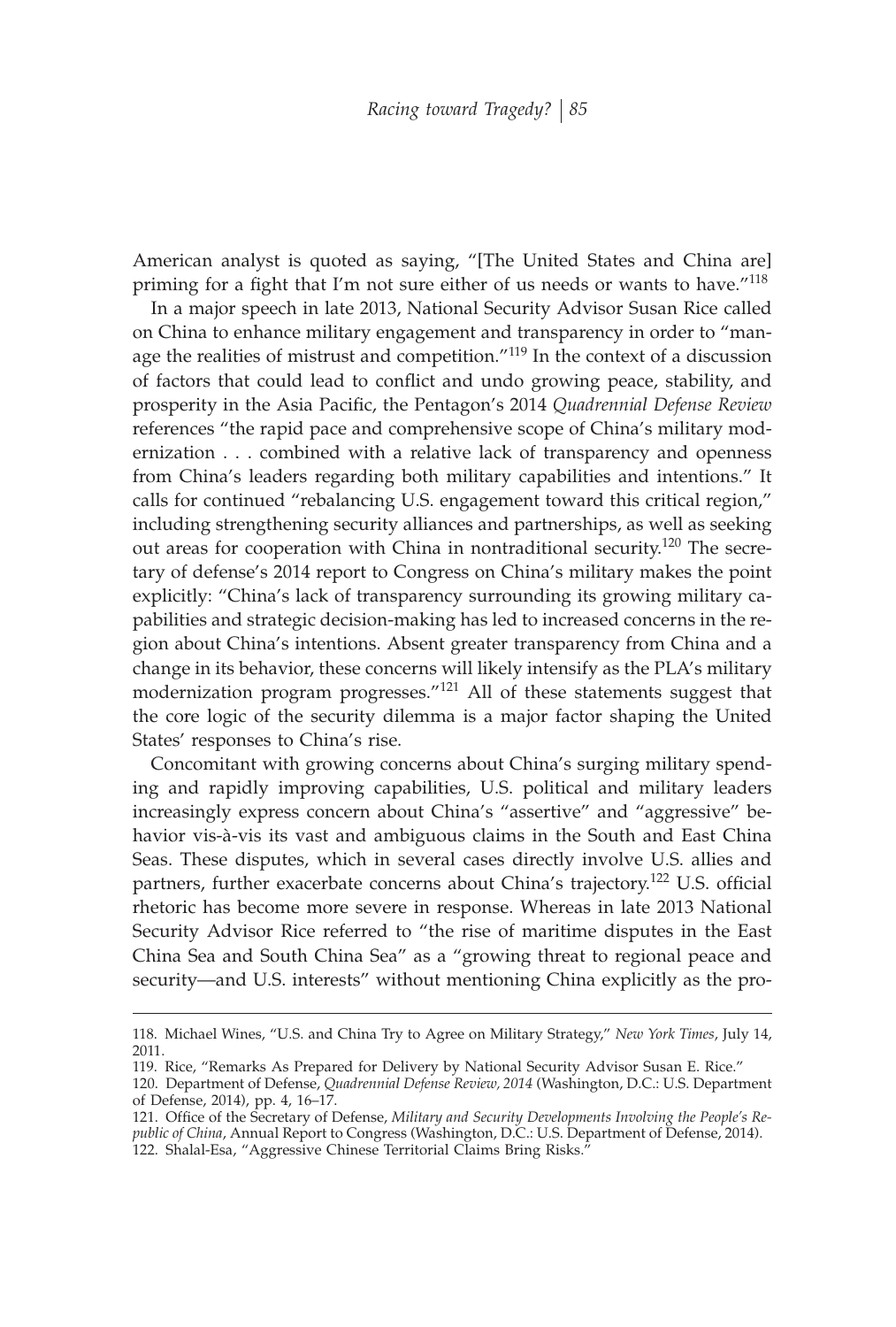American analyst is quoted as saying, "[The United States and China are] priming for a fight that I'm not sure either of us needs or wants to have."[118]

In a major speech in late 2013, National Security Advisor Susan Rice called on China to enhance military engagement and transparency in order to "manage the realities of mistrust and competition."[119] In the context of a discussion of factors that could lead to conflict and undo growing peace, stability, and prosperity in the Asia Pacific, the Pentagon's 2014 *Quadrennial Defense Review* references "the rapid pace and comprehensive scope of China's military modernization . . . combined with a relative lack of transparency and openness from China's leaders regarding both military capabilities and intentions." It calls for continued "rebalancing U.S. engagement toward this critical region," including strengthening security alliances and partnerships, as well as seeking out areas for cooperation with China in nontraditional security.[120] The secretary of defense's 2014 report to Congress on China's military makes the point explicitly: "China's lack of transparency surrounding its growing military capabilities and strategic decision-making has led to increased concerns in the region about China's intentions. Absent greater transparency from China and a change in its behavior, these concerns will likely intensify as the PLA's military modernization program progresses."[121] All of these statements suggest that the core logic of the security dilemma is a major factor shaping the United States' responses to China's rise.

Concomitant with growing concerns about China's surging military spending and rapidly improving capabilities, U.S. political and military leaders increasingly express concern about China's "assertive" and "aggressive" behavior vis-à-vis its vast and ambiguous claims in the South and East China Seas. These disputes, which in several cases directly involve U.S. allies and partners, further exacerbate concerns about China's trajectory.[122] U.S. official rhetoric has become more severe in response. Whereas in late 2013 National Security Advisor Rice referred to "the rise of maritime disputes in the East China Sea and South China Sea" as a "growing threat to regional peace and security—and U.S. interests" without mentioning China explicitly as the pro-

---

118. Michael Wines, "U.S. and China Try to Agree on Military Strategy," *New York Times*, July 14, 2011.

119. Rice, "Remarks As Prepared for Delivery by National Security Advisor Susan E. Rice."

120. Department of Defense, *Quadrennial Defense Review, 2014* (Washington, D.C.: U.S. Department of Defense, 2014), pp. 4, 16–17.

121. Office of the Secretary of Defense, *Military and Security Developments Involving the People's Republic of China*, Annual Report to Congress (Washington, D.C.: U.S. Department of Defense, 2014).

122. Shalal-Esa, "Aggressive Chinese Territorial Claims Bring Risks."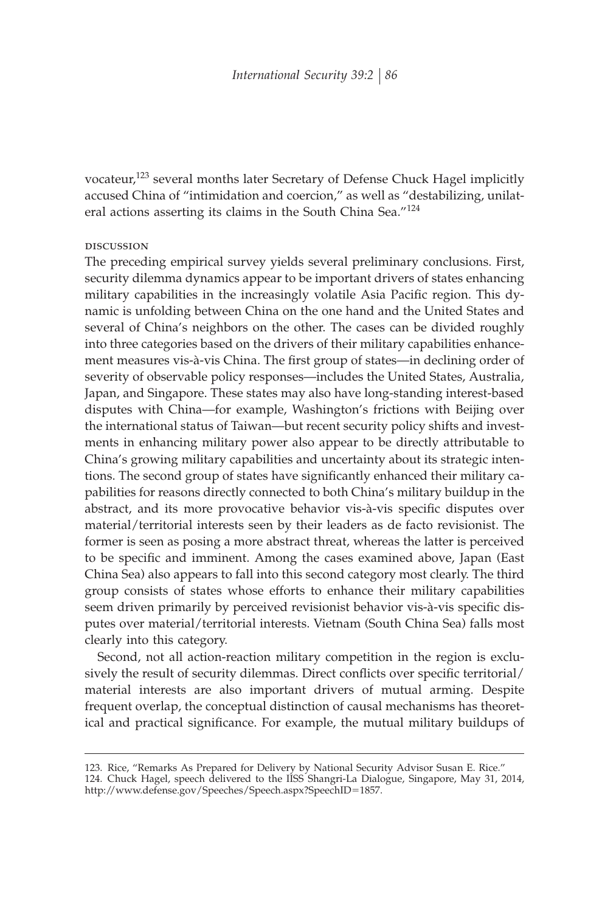vocateur,[123] several months later Secretary of Defense Chuck Hagel implicitly accused China of "intimidation and coercion," as well as "destabilizing, unilateral actions asserting its claims in the South China Sea."[124]

### DISCUSSION

The preceding empirical survey yields several preliminary conclusions. First, security dilemma dynamics appear to be important drivers of states enhancing military capabilities in the increasingly volatile Asia Pacific region. This dynamic is unfolding between China on the one hand and the United States and several of China's neighbors on the other. The cases can be divided roughly into three categories based on the drivers of their military capabilities enhancement measures vis-à-vis China. The first group of states—in declining order of severity of observable policy responses—includes the United States, Australia, Japan, and Singapore. These states may also have long-standing interest-based disputes with China—for example, Washington's frictions with Beijing over the international status of Taiwan—but recent security policy shifts and investments in enhancing military power also appear to be directly attributable to China's growing military capabilities and uncertainty about its strategic intentions. The second group of states have significantly enhanced their military capabilities for reasons directly connected to both China's military buildup in the abstract, and its more provocative behavior vis-à-vis specific disputes over material/territorial interests seen by their leaders as de facto revisionist. The former is seen as posing a more abstract threat, whereas the latter is perceived to be specific and imminent. Among the cases examined above, Japan (East China Sea) also appears to fall into this second category most clearly. The third group consists of states whose efforts to enhance their military capabilities seem driven primarily by perceived revisionist behavior vis-à-vis specific disputes over material/territorial interests. Vietnam (South China Sea) falls most clearly into this category.

Second, not all action-reaction military competition in the region is exclusively the result of security dilemmas. Direct conflicts over specific territorial/material interests are also important drivers of mutual arming. Despite frequent overlap, the conceptual distinction of causal mechanisms has theoretical and practical significance. For example, the mutual military buildups of

---

123. Rice, "Remarks As Prepared for Delivery by National Security Advisor Susan E. Rice."

124. Chuck Hagel, speech delivered to the IISS Shangri-La Dialogue, Singapore, May 31, 2014, http://www.defense.gov/Speeches/Speech.aspx?SpeechID=1857.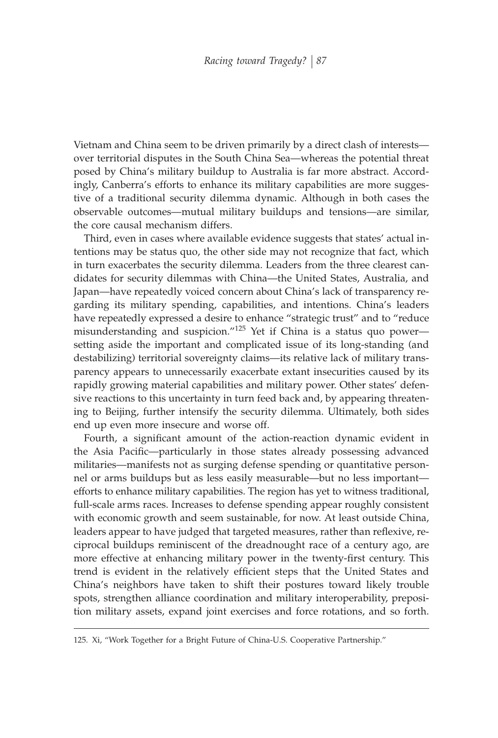Vietnam and China seem to be driven primarily by a direct clash of interests—over territorial disputes in the South China Sea—whereas the potential threat posed by China's military buildup to Australia is far more abstract. Accordingly, Canberra's efforts to enhance its military capabilities are more suggestive of a traditional security dilemma dynamic. Although in both cases the observable outcomes—mutual military buildups and tensions—are similar, the core causal mechanism differs.

Third, even in cases where available evidence suggests that states' actual intentions may be status quo, the other side may not recognize that fact, which in turn exacerbates the security dilemma. Leaders from the three clearest candidates for security dilemmas with China—the United States, Australia, and Japan—have repeatedly voiced concern about China's lack of transparency regarding its military spending, capabilities, and intentions. China's leaders have repeatedly expressed a desire to enhance "strategic trust" and to "reduce misunderstanding and suspicion."[125] Yet if China is a status quo power—setting aside the important and complicated issue of its long-standing (and destabilizing) territorial sovereignty claims—its relative lack of military transparency appears to unnecessarily exacerbate extant insecurities caused by its rapidly growing material capabilities and military power. Other states' defensive reactions to this uncertainty in turn feed back and, by appearing threatening to Beijing, further intensify the security dilemma. Ultimately, both sides end up even more insecure and worse off.

Fourth, a significant amount of the action-reaction dynamic evident in the Asia Pacific—particularly in those states already possessing advanced militaries—manifests not as surging defense spending or quantitative personnel or arms buildups but as less easily measurable—but no less important—efforts to enhance military capabilities. The region has yet to witness traditional, full-scale arms races. Increases to defense spending appear roughly consistent with economic growth and seem sustainable, for now. At least outside China, leaders appear to have judged that targeted measures, rather than reflexive, reciprocal buildups reminiscent of the dreadnought race of a century ago, are more effective at enhancing military power in the twenty-first century. This trend is evident in the relatively efficient steps that the United States and China's neighbors have taken to shift their postures toward likely trouble spots, strengthen alliance coordination and military interoperability, preposition military assets, expand joint exercises and force rotations, and so forth.

125. Xi, "Work Together for a Bright Future of China-U.S. Cooperative Partnership."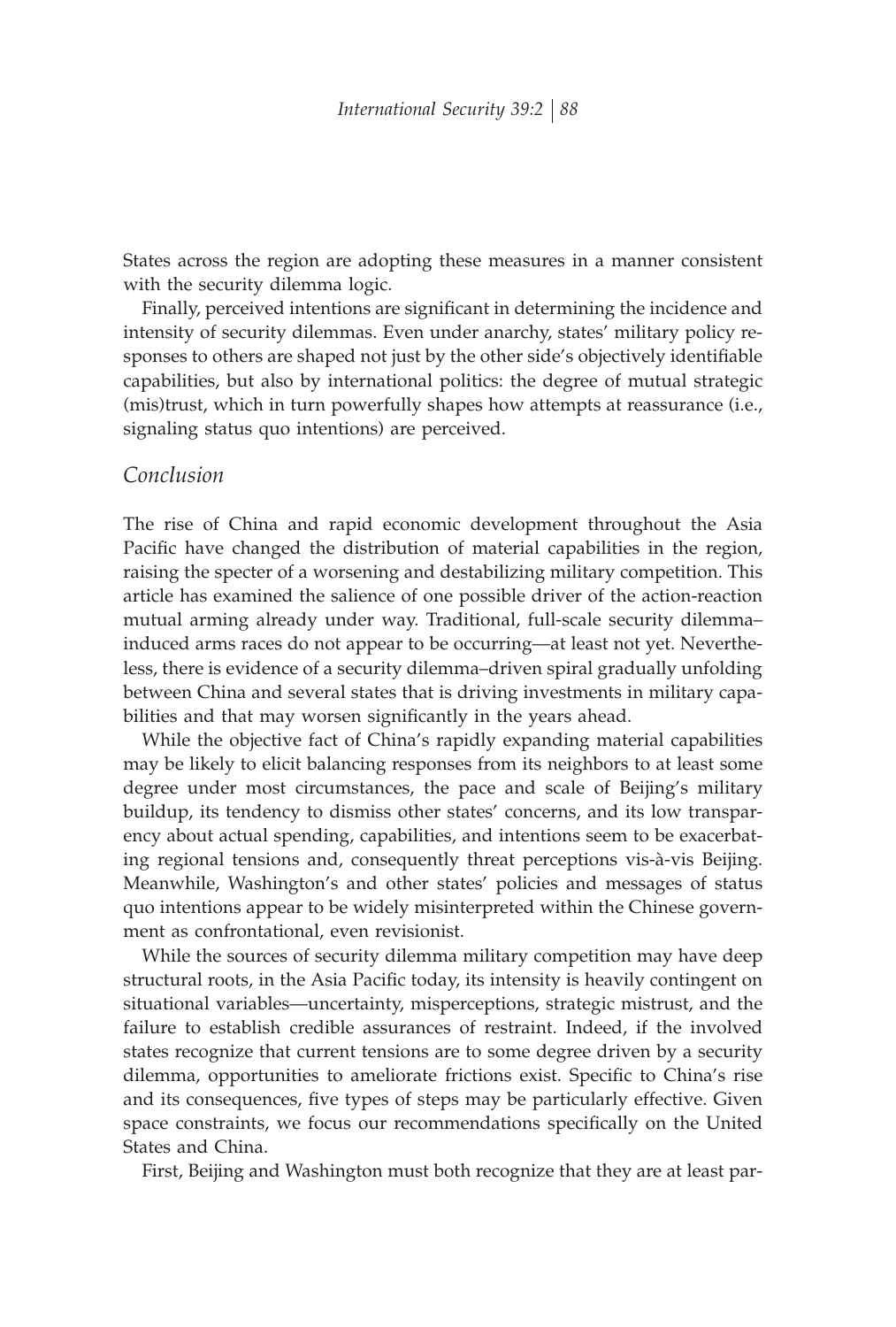States across the region are adopting these measures in a manner consistent with the security dilemma logic.

Finally, perceived intentions are significant in determining the incidence and intensity of security dilemmas. Even under anarchy, states' military policy responses to others are shaped not just by the other side's objectively identifiable capabilities, but also by international politics: the degree of mutual strategic (mis)trust, which in turn powerfully shapes how attempts at reassurance (i.e., signaling status quo intentions) are perceived.

## Conclusion

The rise of China and rapid economic development throughout the Asia Pacific have changed the distribution of material capabilities in the region, raising the specter of a worsening and destabilizing military competition. This article has examined the salience of one possible driver of the action-reaction mutual arming already under way. Traditional, full-scale security dilemma–induced arms races do not appear to be occurring—at least not yet. Nevertheless, there is evidence of a security dilemma–driven spiral gradually unfolding between China and several states that is driving investments in military capabilities and that may worsen significantly in the years ahead.

While the objective fact of China's rapidly expanding material capabilities may be likely to elicit balancing responses from its neighbors to at least some degree under most circumstances, the pace and scale of Beijing's military buildup, its tendency to dismiss other states' concerns, and its low transparency about actual spending, capabilities, and intentions seem to be exacerbating regional tensions and, consequently threat perceptions vis-à-vis Beijing. Meanwhile, Washington's and other states' policies and messages of status quo intentions appear to be widely misinterpreted within the Chinese government as confrontational, even revisionist.

While the sources of security dilemma military competition may have deep structural roots, in the Asia Pacific today, its intensity is heavily contingent on situational variables—uncertainty, misperceptions, strategic mistrust, and the failure to establish credible assurances of restraint. Indeed, if the involved states recognize that current tensions are to some degree driven by a security dilemma, opportunities to ameliorate frictions exist. Specific to China's rise and its consequences, five types of steps may be particularly effective. Given space constraints, we focus our recommendations specifically on the United States and China.

First, Beijing and Washington must both recognize that they are at least par-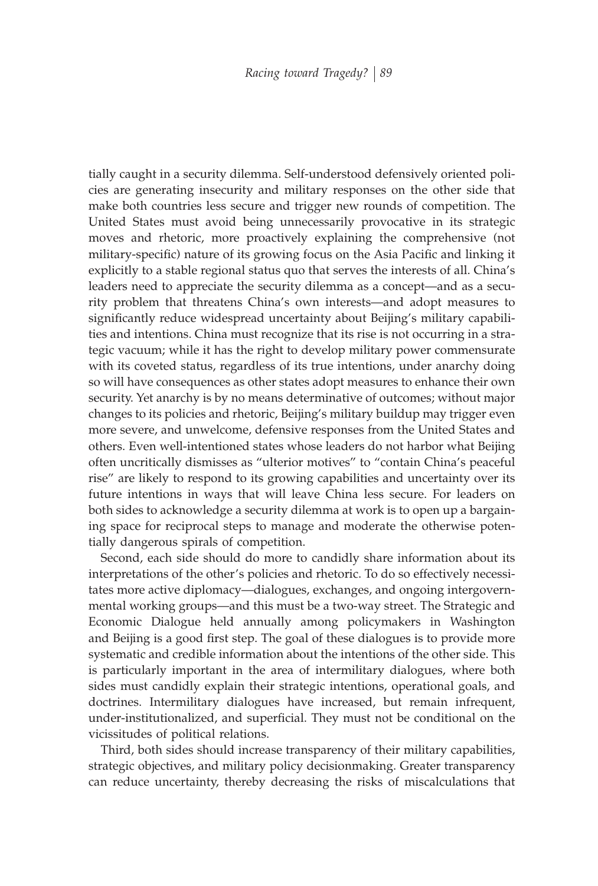tially caught in a security dilemma. Self-understood defensively oriented policies are generating insecurity and military responses on the other side that make both countries less secure and trigger new rounds of competition. The United States must avoid being unnecessarily provocative in its strategic moves and rhetoric, more proactively explaining the comprehensive (not military-specific) nature of its growing focus on the Asia Pacific and linking it explicitly to a stable regional status quo that serves the interests of all. China's leaders need to appreciate the security dilemma as a concept—and as a security problem that threatens China's own interests—and adopt measures to significantly reduce widespread uncertainty about Beijing's military capabilities and intentions. China must recognize that its rise is not occurring in a strategic vacuum; while it has the right to develop military power commensurate with its coveted status, regardless of its true intentions, under anarchy doing so will have consequences as other states adopt measures to enhance their own security. Yet anarchy is by no means determinative of outcomes; without major changes to its policies and rhetoric, Beijing's military buildup may trigger even more severe, and unwelcome, defensive responses from the United States and others. Even well-intentioned states whose leaders do not harbor what Beijing often uncritically dismisses as "ulterior motives" to "contain China's peaceful rise" are likely to respond to its growing capabilities and uncertainty over its future intentions in ways that will leave China less secure. For leaders on both sides to acknowledge a security dilemma at work is to open up a bargaining space for reciprocal steps to manage and moderate the otherwise potentially dangerous spirals of competition.

Second, each side should do more to candidly share information about its interpretations of the other's policies and rhetoric. To do so effectively necessitates more active diplomacy—dialogues, exchanges, and ongoing intergovernmental working groups—and this must be a two-way street. The Strategic and Economic Dialogue held annually among policymakers in Washington and Beijing is a good first step. The goal of these dialogues is to provide more systematic and credible information about the intentions of the other side. This is particularly important in the area of intermilitary dialogues, where both sides must candidly explain their strategic intentions, operational goals, and doctrines. Intermilitary dialogues have increased, but remain infrequent, under-institutionalized, and superficial. They must not be conditional on the vicissitudes of political relations.

Third, both sides should increase transparency of their military capabilities, strategic objectives, and military policy decisionmaking. Greater transparency can reduce uncertainty, thereby decreasing the risks of miscalculations that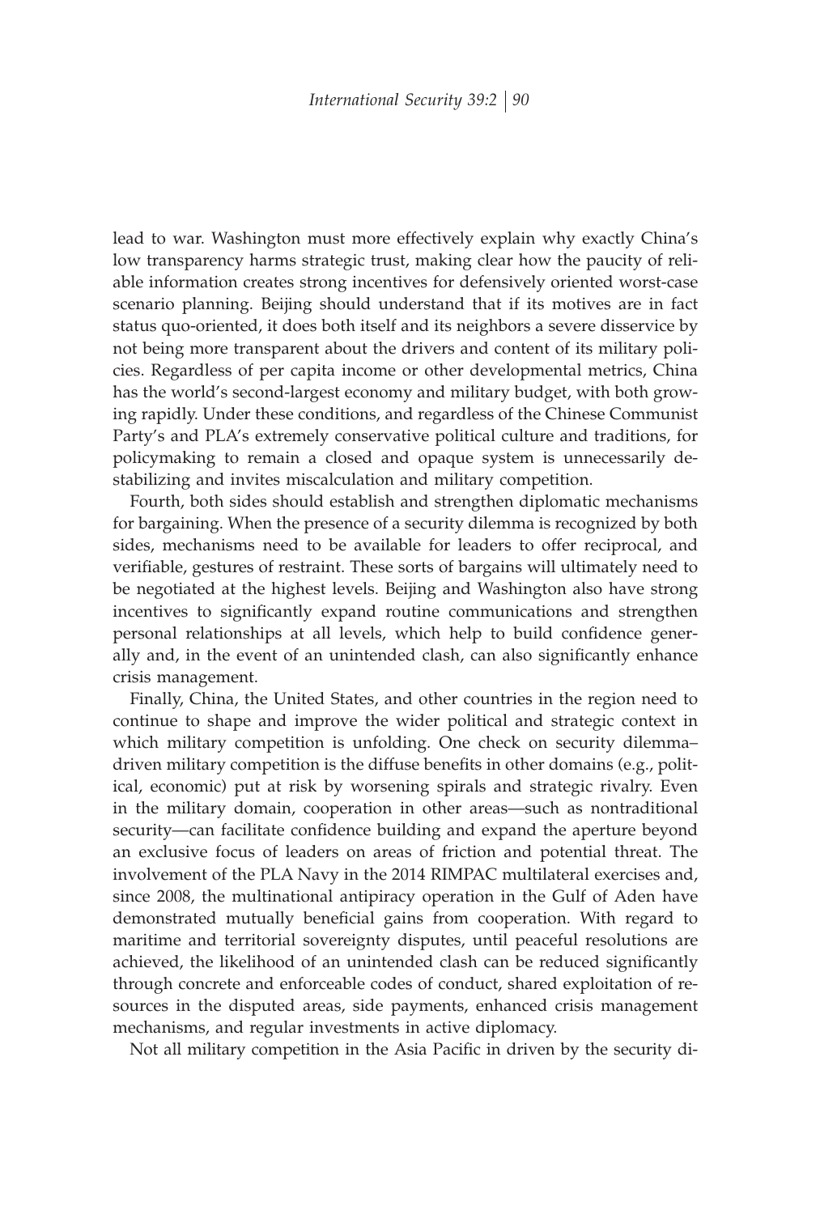lead to war. Washington must more effectively explain why exactly China's low transparency harms strategic trust, making clear how the paucity of reliable information creates strong incentives for defensively oriented worst-case scenario planning. Beijing should understand that if its motives are in fact status quo-oriented, it does both itself and its neighbors a severe disservice by not being more transparent about the drivers and content of its military policies. Regardless of per capita income or other developmental metrics, China has the world's second-largest economy and military budget, with both growing rapidly. Under these conditions, and regardless of the Chinese Communist Party's and PLA's extremely conservative political culture and traditions, for policymaking to remain a closed and opaque system is unnecessarily destabilizing and invites miscalculation and military competition.

Fourth, both sides should establish and strengthen diplomatic mechanisms for bargaining. When the presence of a security dilemma is recognized by both sides, mechanisms need to be available for leaders to offer reciprocal, and verifiable, gestures of restraint. These sorts of bargains will ultimately need to be negotiated at the highest levels. Beijing and Washington also have strong incentives to significantly expand routine communications and strengthen personal relationships at all levels, which help to build confidence generally and, in the event of an unintended clash, can also significantly enhance crisis management.

Finally, China, the United States, and other countries in the region need to continue to shape and improve the wider political and strategic context in which military competition is unfolding. One check on security dilemma–driven military competition is the diffuse benefits in other domains (e.g., political, economic) put at risk by worsening spirals and strategic rivalry. Even in the military domain, cooperation in other areas—such as nontraditional security—can facilitate confidence building and expand the aperture beyond an exclusive focus of leaders on areas of friction and potential threat. The involvement of the PLA Navy in the 2014 RIMPAC multilateral exercises and, since 2008, the multinational antipiracy operation in the Gulf of Aden have demonstrated mutually beneficial gains from cooperation. With regard to maritime and territorial sovereignty disputes, until peaceful resolutions are achieved, the likelihood of an unintended clash can be reduced significantly through concrete and enforceable codes of conduct, shared exploitation of resources in the disputed areas, side payments, enhanced crisis management mechanisms, and regular investments in active diplomacy.

Not all military competition in the Asia Pacific in driven by the security di-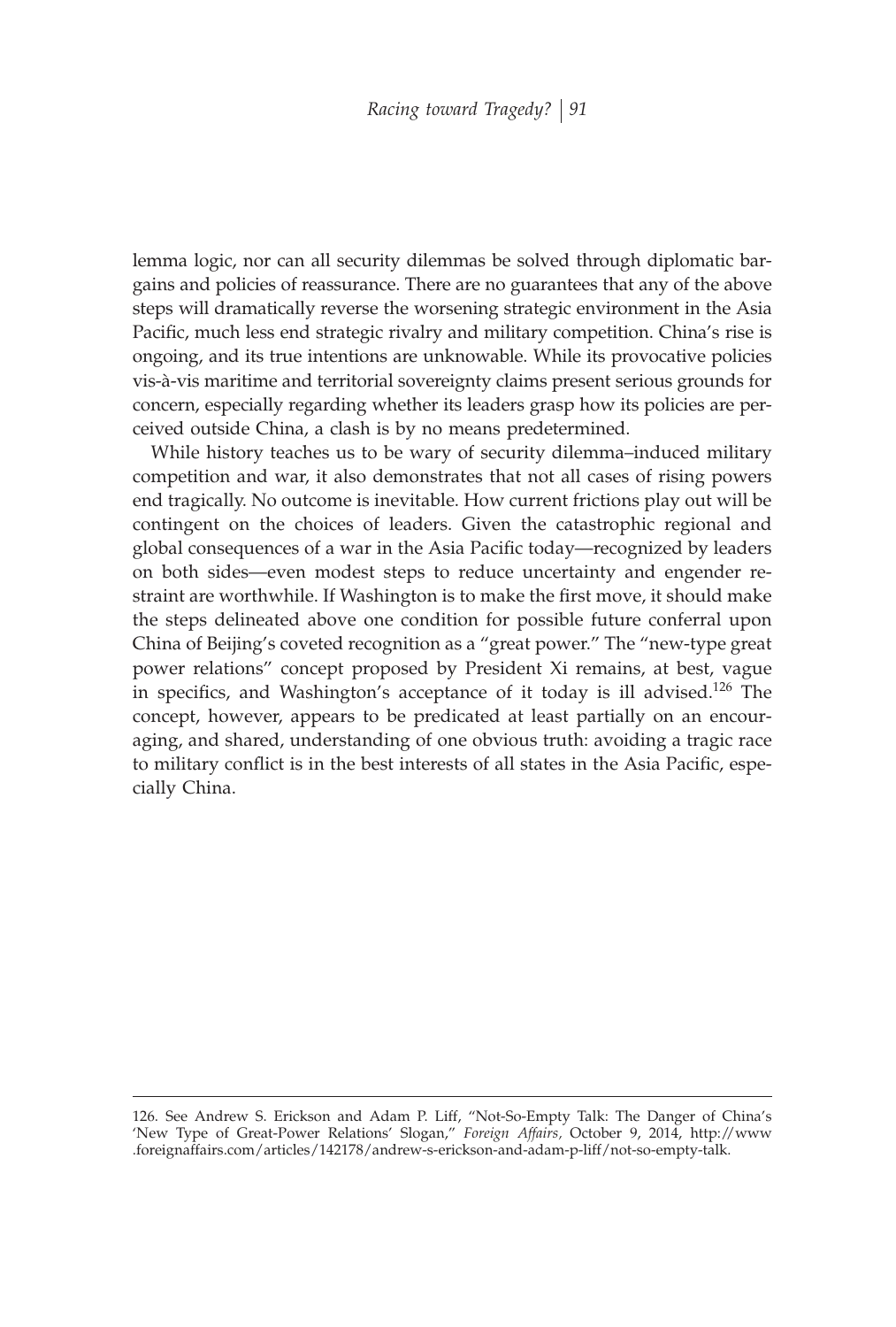lemma logic, nor can all security dilemmas be solved through diplomatic bargains and policies of reassurance. There are no guarantees that any of the above steps will dramatically reverse the worsening strategic environment in the Asia Pacific, much less end strategic rivalry and military competition. China's rise is ongoing, and its true intentions are unknowable. While its provocative policies vis-à-vis maritime and territorial sovereignty claims present serious grounds for concern, especially regarding whether its leaders grasp how its policies are perceived outside China, a clash is by no means predetermined.

While history teaches us to be wary of security dilemma–induced military competition and war, it also demonstrates that not all cases of rising powers end tragically. No outcome is inevitable. How current frictions play out will be contingent on the choices of leaders. Given the catastrophic regional and global consequences of a war in the Asia Pacific today—recognized by leaders on both sides—even modest steps to reduce uncertainty and engender restraint are worthwhile. If Washington is to make the first move, it should make the steps delineated above one condition for possible future conferral upon China of Beijing's coveted recognition as a "great power." The "new-type great power relations" concept proposed by President Xi remains, at best, vague in specifics, and Washington's acceptance of it today is ill advised.[126] The concept, however, appears to be predicated at least partially on an encouraging, and shared, understanding of one obvious truth: avoiding a tragic race to military conflict is in the best interests of all states in the Asia Pacific, especially China.

126. See Andrew S. Erickson and Adam P. Liff, "Not-So-Empty Talk: The Danger of China's 'New Type of Great-Power Relations' Slogan," *Foreign Affairs*, October 9, 2014, http://www.foreignaffairs.com/articles/142178/andrew-s-erickson-and-adam-p-liff/not-so-empty-talk.